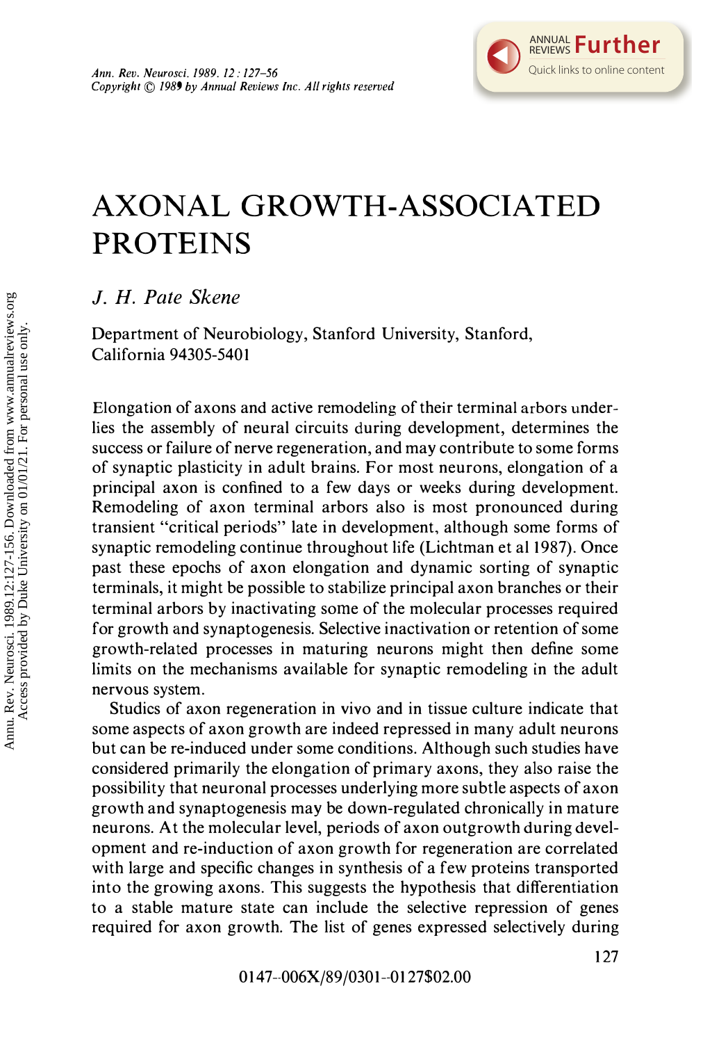# AXONAL GROWTH-ASSOCIATED PROTEINS

*J. H. Pate Skene*

Department of Neurobiology, Stanford University, Stanford, California 94305-5401

Elongation of axons and active remodeling of their terminal arbors underlies the assembly of neural circuits during development, determines the success or failure of nerve regeneration, and may contribute to some forms of synaptic plasticity in adult brains. For most neurons, elongation of a principal axon is confined to a few days or weeks during development. Remodeling of axon terminal arbors also is most pronounced during transient "critical periods" late in development, although some forms of synaptic remodeling continue throughout life (Lichtman et al 1987). Once past these epochs of axon elongation and dynamic sorting of synaptic terminals, it might be possible to stabilize principal axon branches or their terminal arbors by inactivating some of the molecular processes required for growth and synaptogenesis. Selective inactivation or retention of some growth-related processes in maturing neurons might then define some limits on the mechanisms available for synaptic remodeling in the adult nervous system.

Studies of axon regeneration in vivo and in tissue culture indicate that some aspects of axon growth are indeed repressed in many adult neurons but can be re-induced under some conditions. Although such studies have considered primarily the elongation of primary axons, they also raise the possibility that neuronal processes underlying more subtle aspects of axon growth and synaptogenesis may be down-regulated chronically in mature neurons. At the molecular level, periods of axon outgrowth during development and re-induction of axon growth for regeneration are correlated with large and specific changes in synthesis of a few proteins transported into the growing axons. This suggests the hypothesis that differentiation to a stable mature state can include the selective repression of genes required for axon growth. The list of genes expressed selectively during

0147-006X/89/0301-0127$02.00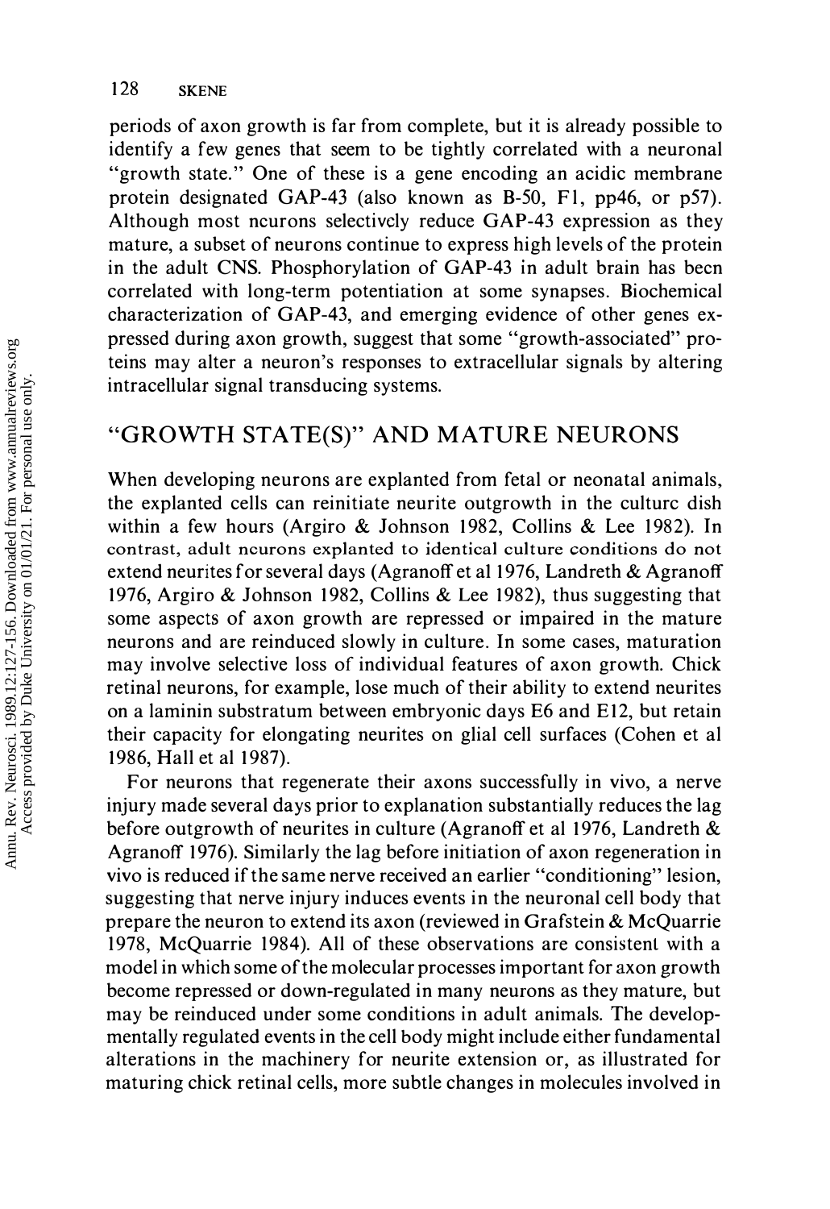periods of axon growth is far from complete, but it is already possible to identify a few genes that seem to be tightly correlated with a neuronal "growth state." One of these is a gene encoding an acidic membrane protein designated GAP-43 (also known as B-50, F1, pp46, or p57). Although most neurons selectively reduce GAP-43 expression as they mature, a subset of neurons continue to express high levels of the protein in the adult CNS. Phosphorylation of GAP-43 in adult brain has been correlated with long-term potentiation at some synapses. Biochemical characterization of GAP-43, and emerging evidence of other genes expressed during axon growth, suggest that some "growth-associated" proteins may alter a neuron's responses to extracellular signals by altering intracellular signal transducing systems.

## "GROWTH STATE(S)" AND MATURE NEURONS

When developing neurons are explanted from fetal or neonatal animals, the explanted cells can reinitiate neurite outgrowth in the culture dish within a few hours (Argiro & Johnson 1982, Collins & Lee 1982). In contrast, adult neurons explanted to identical culture conditions do not extend neurites for several days (Agranoff et al 1976, Landreth & Agranoff 1976, Argiro & Johnson 1982, Collins & Lee 1982), thus suggesting that some aspects of axon growth are repressed or impaired in the mature neurons and are reinduced slowly in culture. In some cases, maturation may involve selective loss of individual features of axon growth. Chick retinal neurons, for example, lose much of their ability to extend neurites on a laminin substratum between embryonic days E6 and E12, but retain their capacity for elongating neurites on glial cell surfaces (Cohen et al 1986, Hall et al 1987).

For neurons that regenerate their axons successfully in vivo, a nerve injury made several days prior to explanation substantially reduces the lag before outgrowth of neurites in culture (Agranoff et al 1976, Landreth & Agranoff 1976). Similarly the lag before initiation of axon regeneration in vivo is reduced if the same nerve received an earlier "conditioning" lesion, suggesting that nerve injury induces events in the neuronal cell body that prepare the neuron to extend its axon (reviewed in Grafstein & McQuarrie 1978, McQuarrie 1984). All of these observations are consistent with a model in which some of the molecular processes important for axon growth become repressed or down-regulated in many neurons as they mature, but may be reinduced under some conditions in adult animals. The developmentally regulated events in the cell body might include either fundamental alterations in the machinery for neurite extension or, as illustrated for maturing chick retinal cells, more subtle changes in molecules involved in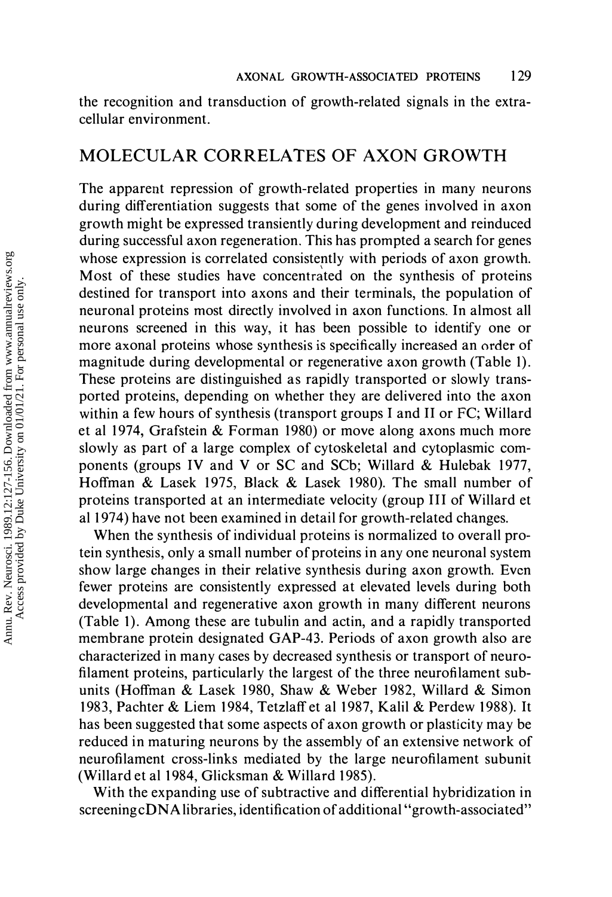the recognition and transduction of growth-related signals in the extracellular environment.

## MOLECULAR CORRELATES OF AXON GROWTH

The apparent repression of growth-related properties in many neurons during differentiation suggests that some of the genes involved in axon growth might be expressed transiently during development and reinduced during successful axon regeneration. This has prompted a search for genes whose expression is correlated consistently with periods of axon growth. Most of these studies have concentrated on the synthesis of proteins destined for transport into axons and their terminals, the population of neuronal proteins most directly involved in axon functions. In almost all neurons screened in this way, it has been possible to identify one or more axonal proteins whose synthesis is specifically increased an order of magnitude during developmental or regenerative axon growth (Table 1). These proteins are distinguished as rapidly transported or slowly transported proteins, depending on whether they are delivered into the axon within a few hours of synthesis (transport groups I and II or FC; Willard et al 1974, Grafstein & Forman 1980) or move along axons much more slowly as part of a large complex of cytoskeletal and cytoplasmic components (groups IV and V or SC and SCb; Willard & Hulebak 1977, Hoffman & Lasek 1975, Black & Lasek 1980). The small number of proteins transported at an intermediate velocity (group III of Willard et al 1974) have not been examined in detail for growth-related changes.

When the synthesis of individual proteins is normalized to overall protein synthesis, only a small number of proteins in any one neuronal system show large changes in their relative synthesis during axon growth. Even fewer proteins are consistently expressed at elevated levels during both developmental and regenerative axon growth in many different neurons (Table 1). Among these are tubulin and actin, and a rapidly transported membrane protein designated GAP-43. Periods of axon growth also are characterized in many cases by decreased synthesis or transport of neurofilament proteins, particularly the largest of the three neurofilament subunits (Hoffman & Lasek 1980, Shaw & Weber 1982, Willard & Simon 1983, Pachter & Liem 1984, Tetzlaff et al 1987, Kalil & Perdew 1988). It has been suggested that some aspects of axon growth or plasticity may be reduced in maturing neurons by the assembly of an extensive network of neurofilament cross-links mediated by the large neurofilament subunit (Willard et al 1984, Glicksman & Willard 1985).

With the expanding use of subtractive and differential hybridization in screening cDNA libraries, identification of additional "growth-associated"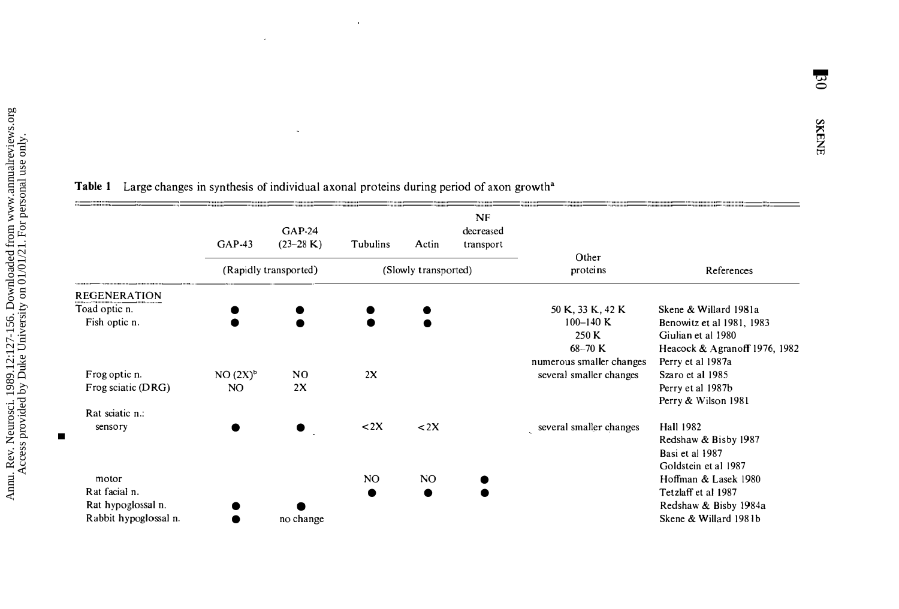**Table 1** Large changes in synthesis of individual axonal proteins during period of axon growth[a]

| | GAP-43 | GAP-24 (23–28 K) | Tubulins | Actin | NF decreased transport | Other proteins | References |
|---|---|---|---|---|---|---|---|
| | (Rapidly transported) | | (Slowly transported) | | | | |
| REGENERATION | | | | | | | |
| Toad optic n. | ● | ● | ● | ● | | 50 K, 33 K, 42 K | Skene & Willard 1981a |
| Fish optic n. | ● | ● | ● | ● | | 100–140 K | Benowitz et al 1981, 1983 |
| | | | | | | 250 K | Giulian et al 1980 |
| | | | | | | 68–70 K | Heacock & Agranoff 1976, 1982 |
| | | | | | | numerous smaller changes | Perry et al 1987a |
| Frog optic n. | NO (2X)[b] | NO | 2X | | | several smaller changes | Szaro et al 1985 |
| Frog sciatic (DRG) | NO | 2X | | | | | Perry et al 1987b |
| | | | | | | | Perry & Wilson 1981 |
| Rat sciatic n.: | | | | | | | |
| sensory | ● | ● | <2X | <2X | | several smaller changes | Hall 1982 |
| | | | | | | | Redshaw & Bisby 1987 |
| | | | | | | | Basi et al 1987 |
| | | | | | | | Goldstein et al 1987 |
| motor | | | NO | NO | ● | | Hoffman & Lasek 1980 |
| Rat facial n. | | | ● | ● | ● | | Tetzlaff et al 1987 |
| Rat hypoglossal n. | ● | ● | | | | | Redshaw & Bisby 1984a |
| Rabbit hypoglossal n. | ● | no change | | | | | Skene & Willard 1981b |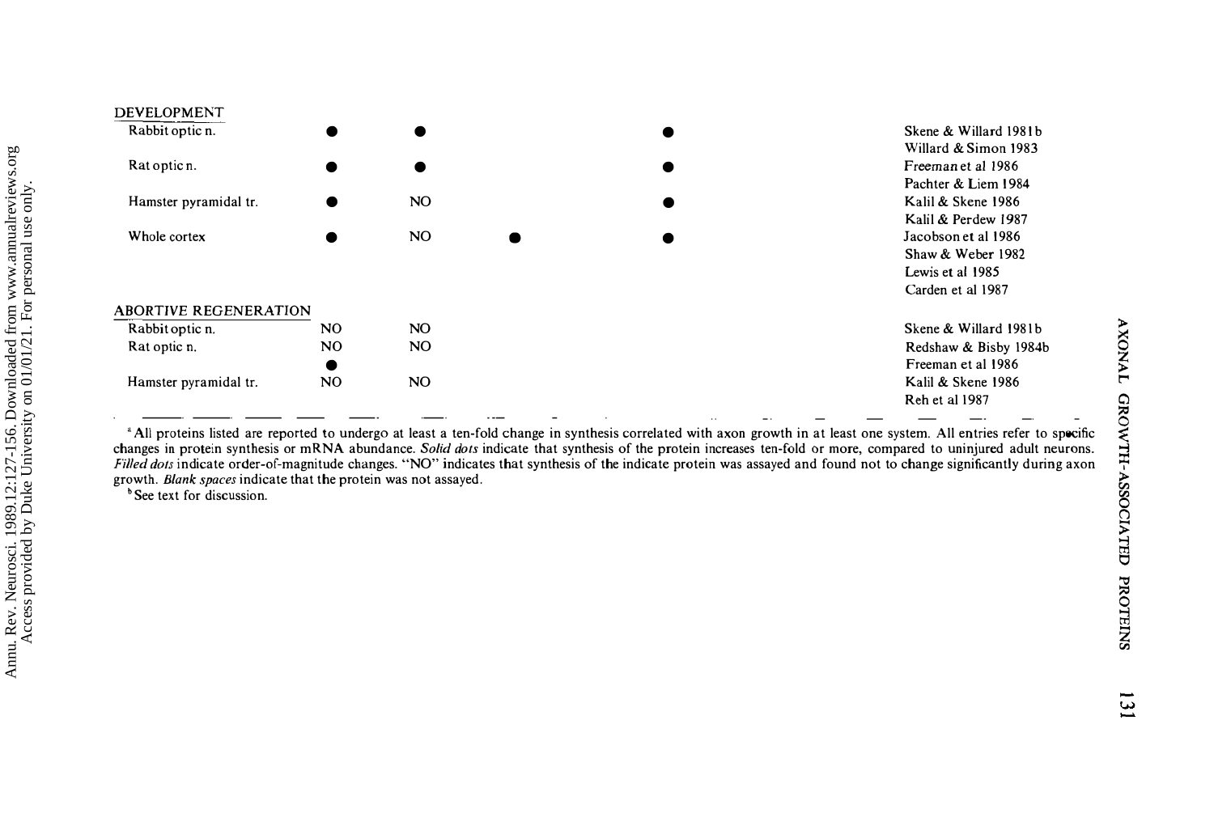| | | | | | |
|---|---|---|---|---|---|
| DEVELOPMENT | | | | | |
| Rabbit optic n. | ● | ● | | ● | Skene & Willard 1981b |
| | | | | | Willard & Simon 1983 |
| Rat optic n. | ● | ● | | ● | Freeman et al 1986 |
| | | | | | Pachter & Liem 1984 |
| Hamster pyramidal tr. | ● | NO | | ● | Kalil & Skene 1986 |
| | | | | | Kalil & Perdew 1987 |
| Whole cortex | ● | NO | ● | ● | Jacobson et al 1986 |
| | | | | | Shaw & Weber 1982 |
| | | | | | Lewis et al 1985 |
| | | | | | Carden et al 1987 |
| ABORTIVE REGENERATION | | | | | |
| Rabbit optic n. | NO | NO | | | Skene & Willard 1981b |
| Rat optic n. | NO | NO | | | Redshaw & Bisby 1984b |
| | ● | | | | Freeman et al 1986 |
| Hamster pyramidal tr. | NO | NO | | | Kalil & Skene 1986 |
| | | | | | Reh et al 1987 |

[a] All proteins listed are reported to undergo at least a ten-fold change in synthesis correlated with axon growth in at least one system. All entries refer to specific changes in protein synthesis or mRNA abundance. *Solid dots* indicate that synthesis of the protein increases ten-fold or more, compared to uninjured adult neurons. *Filled dots* indicate order-of-magnitude changes. "NO" indicates that synthesis of the indicate protein was assayed and found not to change significantly during axon growth. *Blank spaces* indicate that the protein was not assayed.

[b] See text for discussion.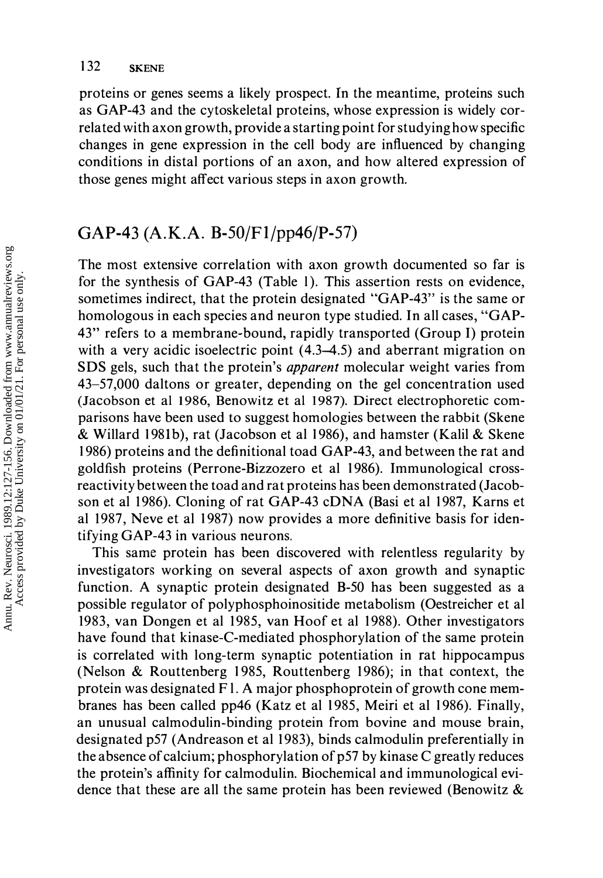proteins or genes seems a likely prospect. In the meantime, proteins such as GAP-43 and the cytoskeletal proteins, whose expression is widely correlated with axon growth, provide a starting point for studying how specific changes in gene expression in the cell body are influenced by changing conditions in distal portions of an axon, and how altered expression of those genes might affect various steps in axon growth.

## GAP-43 (A.K.A. B-50/F1/pp46/P-57)

The most extensive correlation with axon growth documented so far is for the synthesis of GAP-43 (Table 1). This assertion rests on evidence, sometimes indirect, that the protein designated "GAP-43" is the same or homologous in each species and neuron type studied. In all cases, "GAP-43" refers to a membrane-bound, rapidly transported (Group I) protein with a very acidic isoelectric point (4.3–4.5) and aberrant migration on SDS gels, such that the protein's *apparent* molecular weight varies from 43–57,000 daltons or greater, depending on the gel concentration used (Jacobson et al 1986, Benowitz et al 1987). Direct electrophoretic comparisons have been used to suggest homologies between the rabbit (Skene & Willard 1981b), rat (Jacobson et al 1986), and hamster (Kalil & Skene 1986) proteins and the definitional toad GAP-43, and between the rat and goldfish proteins (Perrone-Bizzozero et al 1986). Immunological cross-reactivity between the toad and rat proteins has been demonstrated (Jacobson et al 1986). Cloning of rat GAP-43 cDNA (Basi et al 1987, Karns et al 1987, Neve et al 1987) now provides a more definitive basis for identifying GAP-43 in various neurons.

This same protein has been discovered with relentless regularity by investigators working on several aspects of axon growth and synaptic function. A synaptic protein designated B-50 has been suggested as a possible regulator of polyphosphoinositide metabolism (Oestreicher et al 1983, van Dongen et al 1985, van Hoof et al 1988). Other investigators have found that kinase-C-mediated phosphorylation of the same protein is correlated with long-term synaptic potentiation in rat hippocampus (Nelson & Routtenberg 1985, Routtenberg 1986); in that context, the protein was designated F1. A major phosphoprotein of growth cone membranes has been called pp46 (Katz et al 1985, Meiri et al 1986). Finally, an unusual calmodulin-binding protein from bovine and mouse brain, designated p57 (Andreason et al 1983), binds calmodulin preferentially in the absence of calcium; phosphorylation of p57 by kinase C greatly reduces the protein's affinity for calmodulin. Biochemical and immunological evidence that these are all the same protein has been reviewed (Benowitz &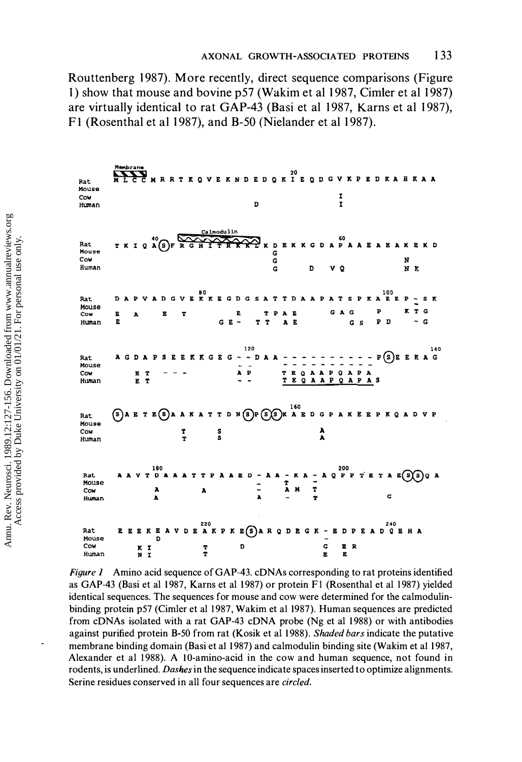Routtenberg 1987). More recently, direct sequence comparisons (Figure 1) show that mouse and bovine p57 (Wakim et al 1987, Cimler et al 1987) are virtually identical to rat GAP-43 (Basi et al 1987, Karns et al 1987), F1 (Rosenthal et al 1987), and B-50 (Nielander et al 1987).

```
        Membrane                                   20
Rat     M L C C M R R T K Q V E K N D E D Q K I E Q D G V K P E D K A H K A A
Mouse
Cow                                                I
Human                                  D           I

                     Calmodulin
             40                                          60
Rat     T K I Q A(S)F R G H I T R K K L K D E K K G D A P A A E A E A K E K D
Mouse                                   G
Cow                                     G                          N
Human                                   G       D   V Q            N K

                          80                                      100
Rat     D A P V A D G V E K K E G D G S A T T D A A P A T S P K A E E P - S K
Mouse
Cow     E   A       E   T           E     T P A E         G A G     P     K T G
Human   E                       G E -     T T   A E           G S   P D     - G

                                     120                                   140
Rat     A G D A P S E E E K K G E G - - D A A - - - - - - - - - - P(S)E E K A G
Mouse                               - -       - - - - - - - - - -
Cow         E T     - - -           A P       T E Q A A P Q A P A
Human       E T                     - -       T E Q A A P Q A P A S

                                                 160
Rat     (S)A E T E(S)A A K A T T D N(S)P(S)(S)K A E D G P A K E E P K Q A D V P
Mouse
Cow                       T       S                 A
Human                     T       S                 A

                180                                         200
Rat     A A V T D A A A T T P A A E D - A A - K A - A Q P P T E T A E(S)(S)Q A
Mouse                                 -       T   -
Cow             A         A           -       A M   T
Human           A                     A       -     T                 G

                        220                                         240
Rat     E E E K E A V D E A K P K E(S)A R Q D E G K - E D P E A D Q E H A
Mouse           D                                 -
Cow         K I             T         D           G   E R
Human       N I             T                     E   E
```

*Figure 1* Amino acid sequence of GAP-43. cDNAs corresponding to rat proteins identified as GAP-43 (Basi et al 1987, Karns et al 1987) or protein F1 (Rosenthal et al 1987) yielded identical sequences. The sequences for mouse and cow were determined for the calmodulin-binding protein p57 (Cimler et al 1987, Wakim et al 1987). Human sequences are predicted from cDNAs isolated with a rat GAP-43 cDNA probe (Ng et al 1988) or with antibodies against purified protein B-50 from rat (Kosik et al 1988). *Shaded bars* indicate the putative membrane binding domain (Basi et al 1987) and calmodulin binding site (Wakim et al 1987, Alexander et al 1988). A 10-amino-acid in the cow and human sequence, not found in rodents, is underlined. *Dashes* in the sequence indicate spaces inserted to optimize alignments. Serine residues conserved in all four sequences are *circled*.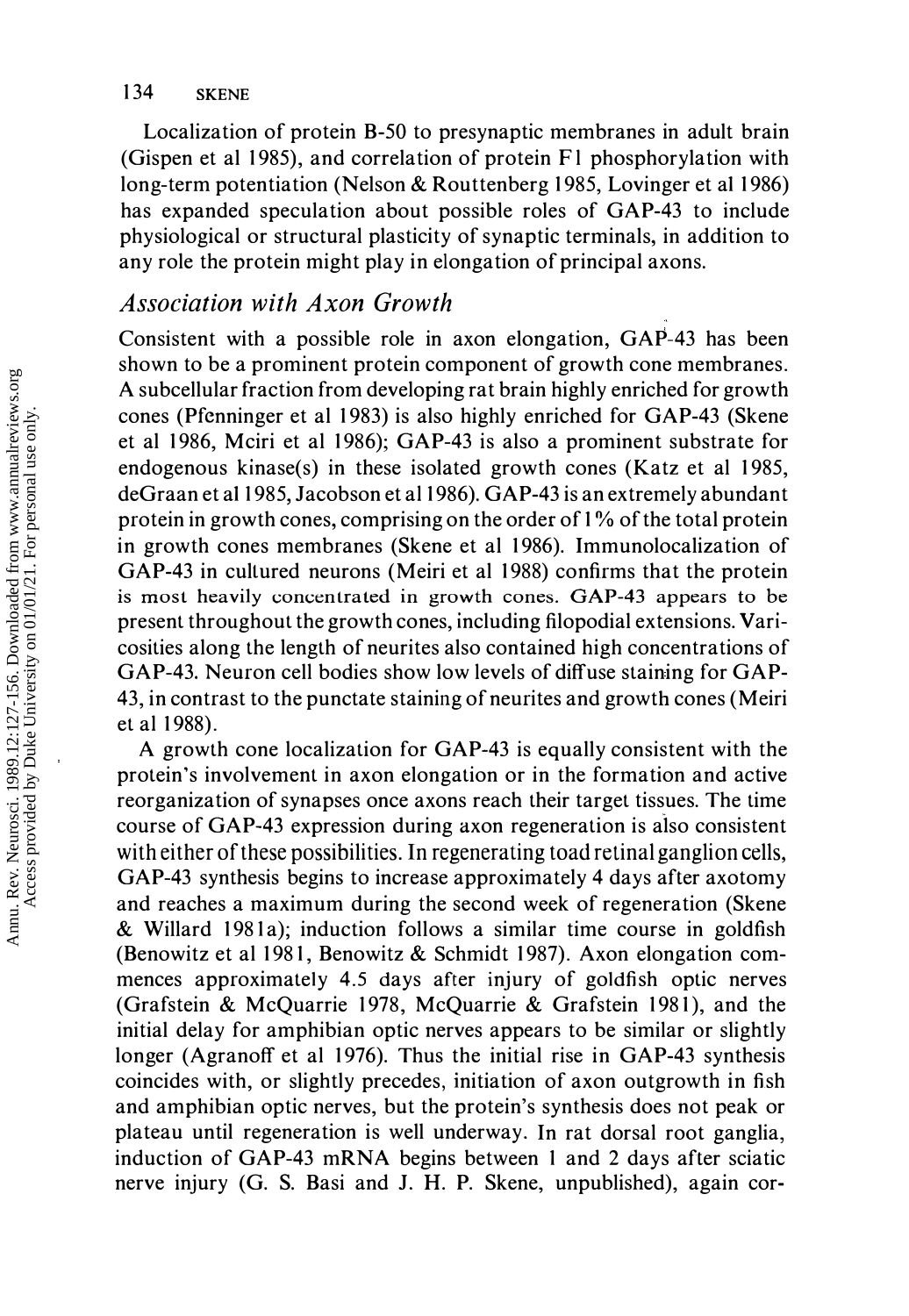Localization of protein B-50 to presynaptic membranes in adult brain (Gispen et al 1985), and correlation of protein F1 phosphorylation with long-term potentiation (Nelson & Routtenberg 1985, Lovinger et al 1986) has expanded speculation about possible roles of GAP-43 to include physiological or structural plasticity of synaptic terminals, in addition to any role the protein might play in elongation of principal axons.

## *Association with Axon Growth*

Consistent with a possible role in axon elongation, GAP-43 has been shown to be a prominent protein component of growth cone membranes. A subcellular fraction from developing rat brain highly enriched for growth cones (Pfenninger et al 1983) is also highly enriched for GAP-43 (Skene et al 1986, Mciri et al 1986); GAP-43 is also a prominent substrate for endogenous kinase(s) in these isolated growth cones (Katz et al 1985, deGraan et al 1985, Jacobson et al 1986). GAP-43 is an extremely abundant protein in growth cones, comprising on the order of 1% of the total protein in growth cones membranes (Skene et al 1986). Immunolocalization of GAP-43 in cultured neurons (Meiri et al 1988) confirms that the protein is most heavily concentrated in growth cones. GAP-43 appears to be present throughout the growth cones, including filopodial extensions. Varicosities along the length of neurites also contained high concentrations of GAP-43. Neuron cell bodies show low levels of diffuse staining for GAP-43, in contrast to the punctate staining of neurites and growth cones (Meiri et al 1988).

A growth cone localization for GAP-43 is equally consistent with the protein's involvement in axon elongation or in the formation and active reorganization of synapses once axons reach their target tissues. The time course of GAP-43 expression during axon regeneration is also consistent with either of these possibilities. In regenerating toad retinal ganglion cells, GAP-43 synthesis begins to increase approximately 4 days after axotomy and reaches a maximum during the second week of regeneration (Skene & Willard 1981a); induction follows a similar time course in goldfish (Benowitz et al 1981, Benowitz & Schmidt 1987). Axon elongation commences approximately 4.5 days after injury of goldfish optic nerves (Grafstein & McQuarrie 1978, McQuarrie & Grafstein 1981), and the initial delay for amphibian optic nerves appears to be similar or slightly longer (Agranoff et al 1976). Thus the initial rise in GAP-43 synthesis coincides with, or slightly precedes, initiation of axon outgrowth in fish and amphibian optic nerves, but the protein's synthesis does not peak or plateau until regeneration is well underway. In rat dorsal root ganglia, induction of GAP-43 mRNA begins between 1 and 2 days after sciatic nerve injury (G. S. Basi and J. H. P. Skene, unpublished), again cor-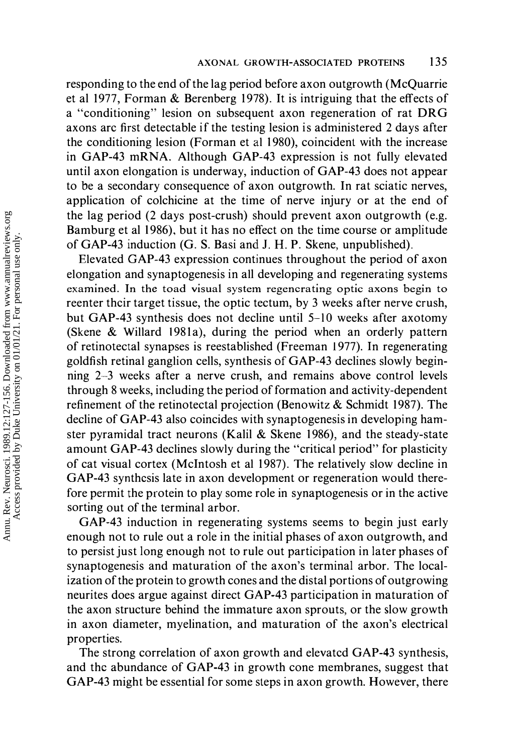responding to the end of the lag period before axon outgrowth (McQuarrie et al 1977, Forman & Berenberg 1978). It is intriguing that the effects of a "conditioning" lesion on subsequent axon regeneration of rat DRG axons are first detectable if the testing lesion is administered 2 days after the conditioning lesion (Forman et al 1980), coincident with the increase in GAP-43 mRNA. Although GAP-43 expression is not fully elevated until axon elongation is underway, induction of GAP-43 does not appear to be a secondary consequence of axon outgrowth. In rat sciatic nerves, application of colchicine at the time of nerve injury or at the end of the lag period (2 days post-crush) should prevent axon outgrowth (e.g. Bamburg et al 1986), but it has no effect on the time course or amplitude of GAP-43 induction (G. S. Basi and J. H. P. Skene, unpublished).

Elevated GAP-43 expression continues throughout the period of axon elongation and synaptogenesis in all developing and regenerating systems examined. In the toad visual system regenerating optic axons begin to reenter their target tissue, the optic tectum, by 3 weeks after nerve crush, but GAP-43 synthesis does not decline until 5–10 weeks after axotomy (Skene & Willard 1981a), during the period when an orderly pattern of retinotectal synapses is reestablished (Freeman 1977). In regenerating goldfish retinal ganglion cells, synthesis of GAP-43 declines slowly beginning 2–3 weeks after a nerve crush, and remains above control levels through 8 weeks, including the period of formation and activity-dependent refinement of the retinotectal projection (Benowitz & Schmidt 1987). The decline of GAP-43 also coincides with synaptogenesis in developing hamster pyramidal tract neurons (Kalil & Skene 1986), and the steady-state amount GAP-43 declines slowly during the "critical period" for plasticity of cat visual cortex (McIntosh et al 1987). The relatively slow decline in GAP-43 synthesis late in axon development or regeneration would therefore permit the protein to play some role in synaptogenesis or in the active sorting out of the terminal arbor.

GAP-43 induction in regenerating systems seems to begin just early enough not to rule out a role in the initial phases of axon outgrowth, and to persist just long enough not to rule out participation in later phases of synaptogenesis and maturation of the axon's terminal arbor. The localization of the protein to growth cones and the distal portions of outgrowing neurites does argue against direct GAP-43 participation in maturation of the axon structure behind the immature axon sprouts, or the slow growth in axon diameter, myelination, and maturation of the axon's electrical properties.

The strong correlation of axon growth and elevated GAP-43 synthesis, and the abundance of GAP-43 in growth cone membranes, suggest that GAP-43 might be essential for some steps in axon growth. However, there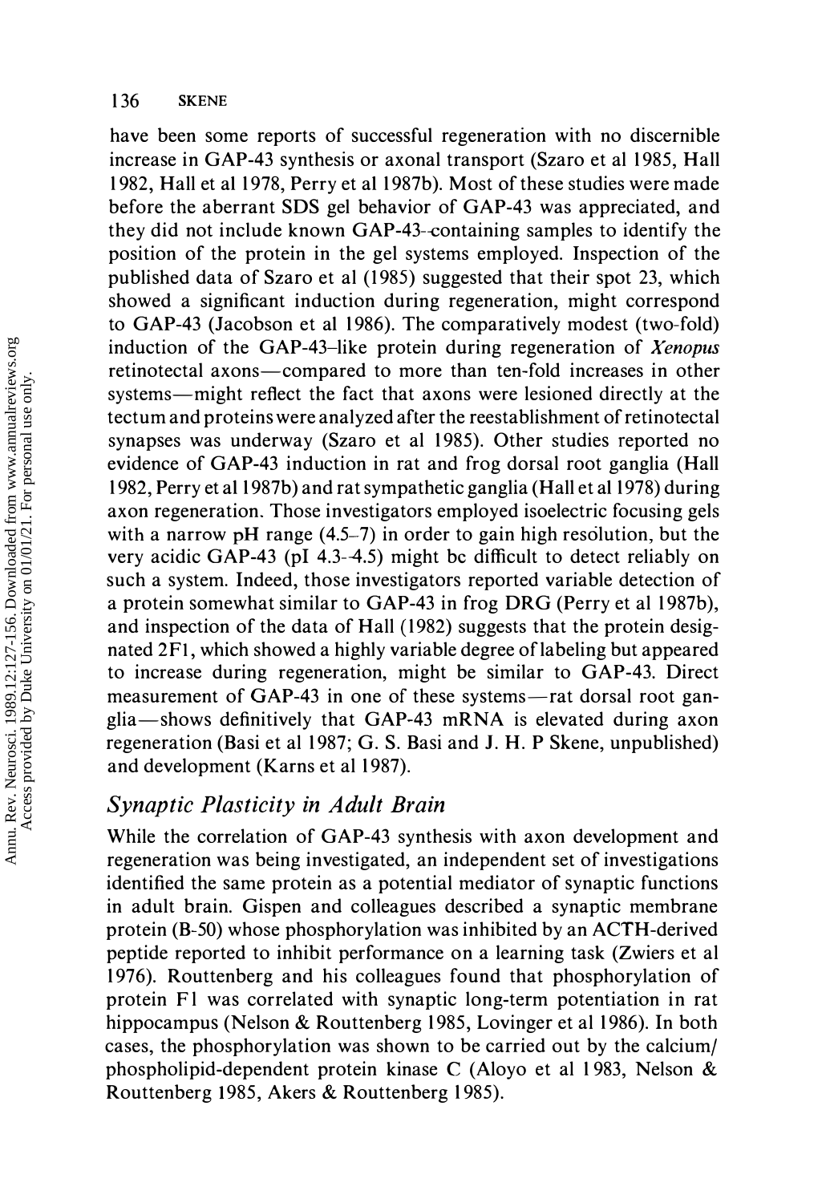have been some reports of successful regeneration with no discernible increase in GAP-43 synthesis or axonal transport (Szaro et al 1985, Hall 1982, Hall et al 1978, Perry et al 1987b). Most of these studies were made before the aberrant SDS gel behavior of GAP-43 was appreciated, and they did not include known GAP-43–containing samples to identify the position of the protein in the gel systems employed. Inspection of the published data of Szaro et al (1985) suggested that their spot 23, which showed a significant induction during regeneration, might correspond to GAP-43 (Jacobson et al 1986). The comparatively modest (two-fold) induction of the GAP-43–like protein during regeneration of *Xenopus* retinotectal axons—compared to more than ten-fold increases in other systems—might reflect the fact that axons were lesioned directly at the tectum and proteins were analyzed after the reestablishment of retinotectal synapses was underway (Szaro et al 1985). Other studies reported no evidence of GAP-43 induction in rat and frog dorsal root ganglia (Hall 1982, Perry et al 1987b) and rat sympathetic ganglia (Hall et al 1978) during axon regeneration. Those investigators employed isoelectric focusing gels with a narrow pH range (4.5–7) in order to gain high resolution, but the very acidic GAP-43 (pI 4.3–4.5) might be difficult to detect reliably on such a system. Indeed, those investigators reported variable detection of a protein somewhat similar to GAP-43 in frog DRG (Perry et al 1987b), and inspection of the data of Hall (1982) suggests that the protein designated 2F1, which showed a highly variable degree of labeling but appeared to increase during regeneration, might be similar to GAP-43. Direct measurement of GAP-43 in one of these systems—rat dorsal root ganglia—shows definitively that GAP-43 mRNA is elevated during axon regeneration (Basi et al 1987; G. S. Basi and J. H. P Skene, unpublished) and development (Karns et al 1987).

## *Synaptic Plasticity in Adult Brain*

While the correlation of GAP-43 synthesis with axon development and regeneration was being investigated, an independent set of investigations identified the same protein as a potential mediator of synaptic functions in adult brain. Gispen and colleagues described a synaptic membrane protein (B-50) whose phosphorylation was inhibited by an ACTH-derived peptide reported to inhibit performance on a learning task (Zwiers et al 1976). Routtenberg and his colleagues found that phosphorylation of protein F1 was correlated with synaptic long-term potentiation in rat hippocampus (Nelson & Routtenberg 1985, Lovinger et al 1986). In both cases, the phosphorylation was shown to be carried out by the calcium/phospholipid-dependent protein kinase C (Aloyo et al 1983, Nelson & Routtenberg 1985, Akers & Routtenberg 1985).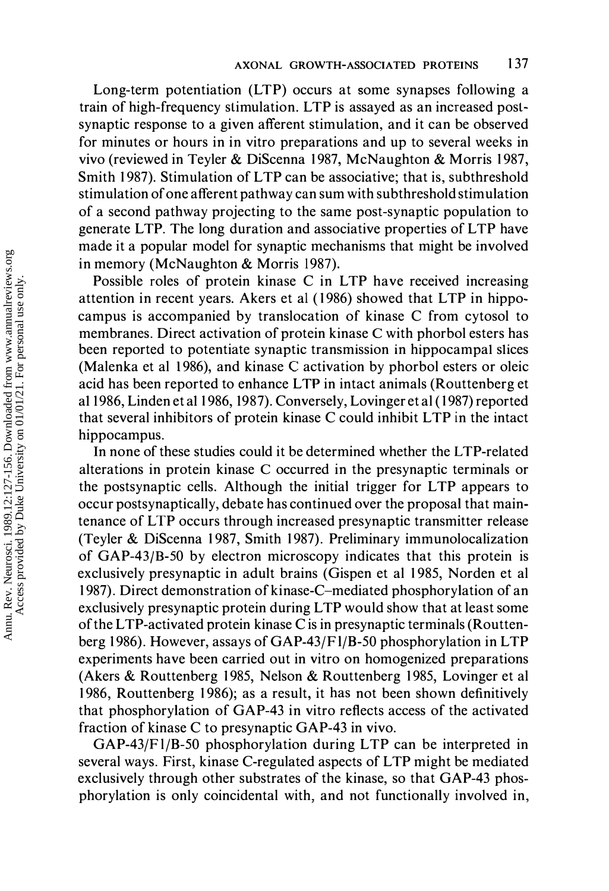Long-term potentiation (LTP) occurs at some synapses following a train of high-frequency stimulation. LTP is assayed as an increased post-synaptic response to a given afferent stimulation, and it can be observed for minutes or hours in in vitro preparations and up to several weeks in vivo (reviewed in Teyler & DiScenna 1987, McNaughton & Morris 1987, Smith 1987). Stimulation of LTP can be associative; that is, subthreshold stimulation of one afferent pathway can sum with subthreshold stimulation of a second pathway projecting to the same post-synaptic population to generate LTP. The long duration and associative properties of LTP have made it a popular model for synaptic mechanisms that might be involved in memory (McNaughton & Morris 1987).

Possible roles of protein kinase C in LTP have received increasing attention in recent years. Akers et al (1986) showed that LTP in hippocampus is accompanied by translocation of kinase C from cytosol to membranes. Direct activation of protein kinase C with phorbol esters has been reported to potentiate synaptic transmission in hippocampal slices (Malenka et al 1986), and kinase C activation by phorbol esters or oleic acid has been reported to enhance LTP in intact animals (Routtenberg et al 1986, Linden et al 1986, 1987). Conversely, Lovinger et al (1987) reported that several inhibitors of protein kinase C could inhibit LTP in the intact hippocampus.

In none of these studies could it be determined whether the LTP-related alterations in protein kinase C occurred in the presynaptic terminals or the postsynaptic cells. Although the initial trigger for LTP appears to occur postsynaptically, debate has continued over the proposal that maintenance of LTP occurs through increased presynaptic transmitter release (Teyler & DiScenna 1987, Smith 1987). Preliminary immunolocalization of GAP-43/B-50 by electron microscopy indicates that this protein is exclusively presynaptic in adult brains (Gispen et al 1985, Norden et al 1987). Direct demonstration of kinase-C–mediated phosphorylation of an exclusively presynaptic protein during LTP would show that at least some of the LTP-activated protein kinase C is in presynaptic terminals (Routtenberg 1986). However, assays of GAP-43/F1/B-50 phosphorylation in LTP experiments have been carried out in vitro on homogenized preparations (Akers & Routtenberg 1985, Nelson & Routtenberg 1985, Lovinger et al 1986, Routtenberg 1986); as a result, it has not been shown definitively that phosphorylation of GAP-43 in vitro reflects access of the activated fraction of kinase C to presynaptic GAP-43 in vivo.

GAP-43/F1/B-50 phosphorylation during LTP can be interpreted in several ways. First, kinase C-regulated aspects of LTP might be mediated exclusively through other substrates of the kinase, so that GAP-43 phosphorylation is only coincidental with, and not functionally involved in,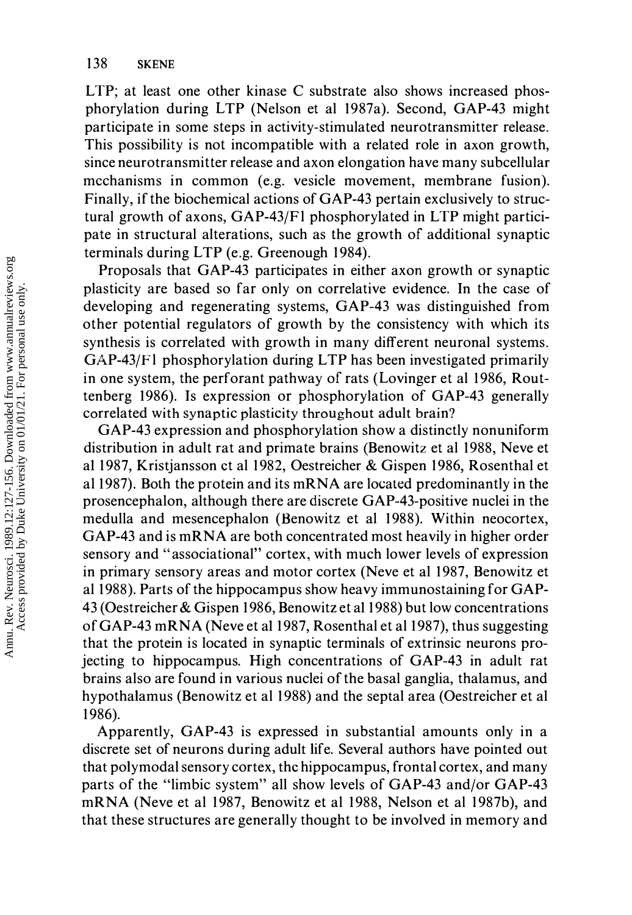LTP; at least one other kinase C substrate also shows increased phosphorylation during LTP (Nelson et al 1987a). Second, GAP-43 might participate in some steps in activity-stimulated neurotransmitter release. This possibility is not incompatible with a related role in axon growth, since neurotransmitter release and axon elongation have many subcellular mechanisms in common (e.g. vesicle movement, membrane fusion). Finally, if the biochemical actions of GAP-43 pertain exclusively to structural growth of axons, GAP-43/F1 phosphorylated in LTP might participate in structural alterations, such as the growth of additional synaptic terminals during LTP (e.g. Greenough 1984).

Proposals that GAP-43 participates in either axon growth or synaptic plasticity are based so far only on correlative evidence. In the case of developing and regenerating systems, GAP-43 was distinguished from other potential regulators of growth by the consistency with which its synthesis is correlated with growth in many different neuronal systems. GAP-43/F1 phosphorylation during LTP has been investigated primarily in one system, the perforant pathway of rats (Lovinger et al 1986, Routtenberg 1986). Is expression or phosphorylation of GAP-43 generally correlated with synaptic plasticity throughout adult brain?

GAP-43 expression and phosphorylation show a distinctly nonuniform distribution in adult rat and primate brains (Benowitz et al 1988, Neve et al 1987, Kristjansson et al 1982, Oestreicher & Gispen 1986, Rosenthal et al 1987). Both the protein and its mRNA are located predominantly in the prosencephalon, although there are discrete GAP-43-positive nuclei in the medulla and mesencephalon (Benowitz et al 1988). Within neocortex, GAP-43 and is mRNA are both concentrated most heavily in higher order sensory and "associational" cortex, with much lower levels of expression in primary sensory areas and motor cortex (Neve et al 1987, Benowitz et al 1988). Parts of the hippocampus show heavy immunostaining for GAP-43 (Oestreicher & Gispen 1986, Benowitz et al 1988) but low concentrations of GAP-43 mRNA (Neve et al 1987, Rosenthal et al 1987), thus suggesting that the protein is located in synaptic terminals of extrinsic neurons projecting to hippocampus. High concentrations of GAP-43 in adult rat brains also are found in various nuclei of the basal ganglia, thalamus, and hypothalamus (Benowitz et al 1988) and the septal area (Oestreicher et al 1986).

Apparently, GAP-43 is expressed in substantial amounts only in a discrete set of neurons during adult life. Several authors have pointed out that polymodal sensory cortex, the hippocampus, frontal cortex, and many parts of the "limbic system" all show levels of GAP-43 and/or GAP-43 mRNA (Neve et al 1987, Benowitz et al 1988, Nelson et al 1987b), and that these structures are generally thought to be involved in memory and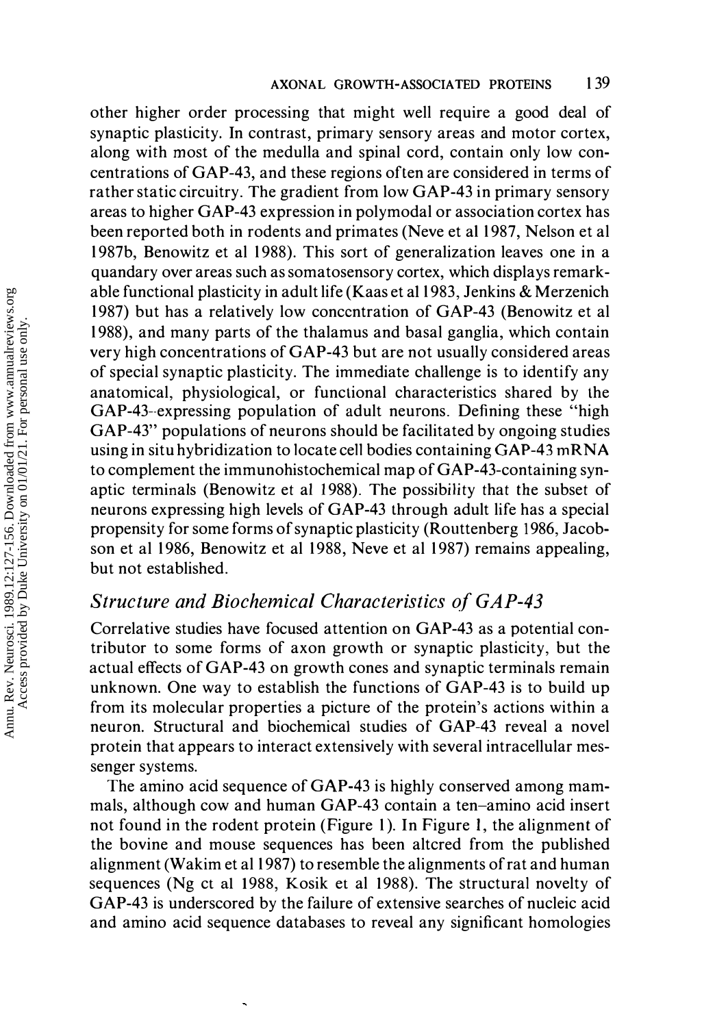other higher order processing that might well require a good deal of synaptic plasticity. In contrast, primary sensory areas and motor cortex, along with most of the medulla and spinal cord, contain only low concentrations of GAP-43, and these regions often are considered in terms of rather static circuitry. The gradient from low GAP-43 in primary sensory areas to higher GAP-43 expression in polymodal or association cortex has been reported both in rodents and primates (Neve et al 1987, Nelson et al 1987b, Benowitz et al 1988). This sort of generalization leaves one in a quandary over areas such as somatosensory cortex, which displays remarkable functional plasticity in adult life (Kaas et al 1983, Jenkins & Merzenich 1987) but has a relatively low concentration of GAP-43 (Benowitz et al 1988), and many parts of the thalamus and basal ganglia, which contain very high concentrations of GAP-43 but are not usually considered areas of special synaptic plasticity. The immediate challenge is to identify any anatomical, physiological, or functional characteristics shared by the GAP-43-expressing population of adult neurons. Defining these "high GAP-43" populations of neurons should be facilitated by ongoing studies using in situ hybridization to locate cell bodies containing GAP-43 mRNA to complement the immunohistochemical map of GAP-43-containing synaptic terminals (Benowitz et al 1988). The possibility that the subset of neurons expressing high levels of GAP-43 through adult life has a special propensity for some forms of synaptic plasticity (Routtenberg 1986, Jacobson et al 1986, Benowitz et al 1988, Neve et al 1987) remains appealing, but not established.

## *Structure and Biochemical Characteristics of GAP-43*

Correlative studies have focused attention on GAP-43 as a potential contributor to some forms of axon growth or synaptic plasticity, but the actual effects of GAP-43 on growth cones and synaptic terminals remain unknown. One way to establish the functions of GAP-43 is to build up from its molecular properties a picture of the protein's actions within a neuron. Structural and biochemical studies of GAP-43 reveal a novel protein that appears to interact extensively with several intracellular messenger systems.

The amino acid sequence of GAP-43 is highly conserved among mammals, although cow and human GAP-43 contain a ten-amino acid insert not found in the rodent protein (Figure 1). In Figure 1, the alignment of the bovine and mouse sequences has been altered from the published alignment (Wakim et al 1987) to resemble the alignments of rat and human sequences (Ng et al 1988, Kosik et al 1988). The structural novelty of GAP-43 is underscored by the failure of extensive searches of nucleic acid and amino acid sequence databases to reveal any significant homologies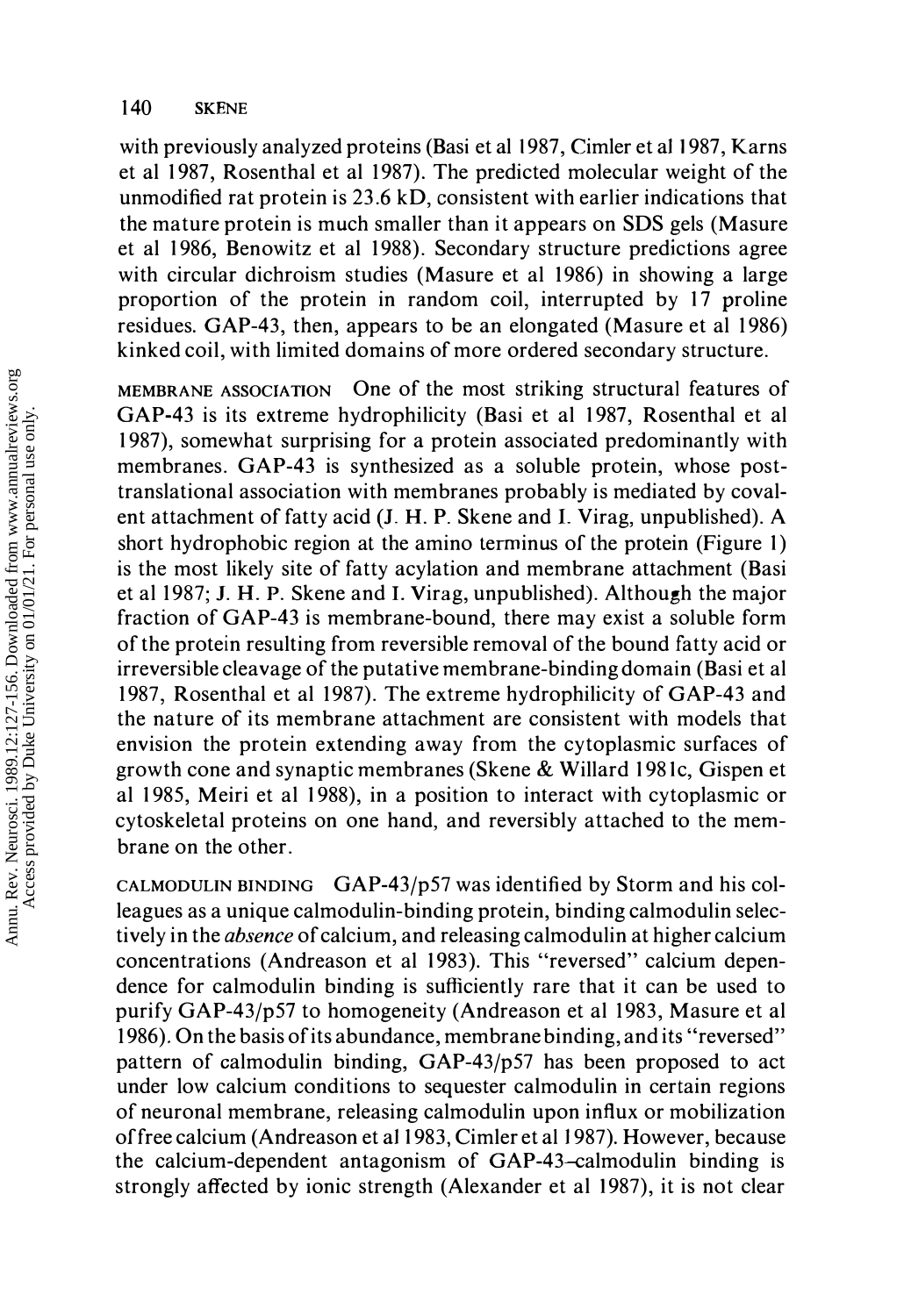with previously analyzed proteins (Basi et al 1987, Cimler et al 1987, Karns et al 1987, Rosenthal et al 1987). The predicted molecular weight of the unmodified rat protein is 23.6 kD, consistent with earlier indications that the mature protein is much smaller than it appears on SDS gels (Masure et al 1986, Benowitz et al 1988). Secondary structure predictions agree with circular dichroism studies (Masure et al 1986) in showing a large proportion of the protein in random coil, interrupted by 17 proline residues. GAP-43, then, appears to be an elongated (Masure et al 1986) kinked coil, with limited domains of more ordered secondary structure.

MEMBRANE ASSOCIATION One of the most striking structural features of GAP-43 is its extreme hydrophilicity (Basi et al 1987, Rosenthal et al 1987), somewhat surprising for a protein associated predominantly with membranes. GAP-43 is synthesized as a soluble protein, whose post-translational association with membranes probably is mediated by covalent attachment of fatty acid (J. H. P. Skene and I. Virag, unpublished). A short hydrophobic region at the amino terminus of the protein (Figure 1) is the most likely site of fatty acylation and membrane attachment (Basi et al 1987; J. H. P. Skene and I. Virag, unpublished). Although the major fraction of GAP-43 is membrane-bound, there may exist a soluble form of the protein resulting from reversible removal of the bound fatty acid or irreversible cleavage of the putative membrane-binding domain (Basi et al 1987, Rosenthal et al 1987). The extreme hydrophilicity of GAP-43 and the nature of its membrane attachment are consistent with models that envision the protein extending away from the cytoplasmic surfaces of growth cone and synaptic membranes (Skene & Willard 1981c, Gispen et al 1985, Meiri et al 1988), in a position to interact with cytoplasmic or cytoskeletal proteins on one hand, and reversibly attached to the membrane on the other.

CALMODULIN BINDING GAP-43/p57 was identified by Storm and his colleagues as a unique calmodulin-binding protein, binding calmodulin selectively in the *absence* of calcium, and releasing calmodulin at higher calcium concentrations (Andreason et al 1983). This "reversed" calcium dependence for calmodulin binding is sufficiently rare that it can be used to purify GAP-43/p57 to homogeneity (Andreason et al 1983, Masure et al 1986). On the basis of its abundance, membrane binding, and its "reversed" pattern of calmodulin binding, GAP-43/p57 has been proposed to act under low calcium conditions to sequester calmodulin in certain regions of neuronal membrane, releasing calmodulin upon influx or mobilization of free calcium (Andreason et al 1983, Cimler et al 1987). However, because the calcium-dependent antagonism of GAP-43–calmodulin binding is strongly affected by ionic strength (Alexander et al 1987), it is not clear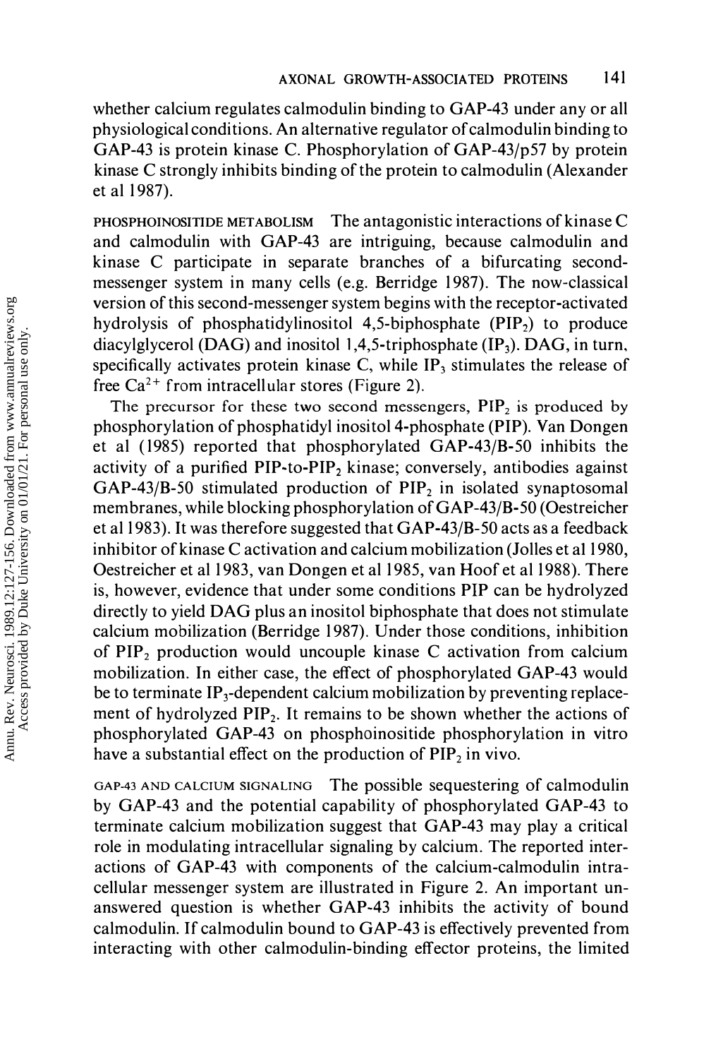whether calcium regulates calmodulin binding to GAP-43 under any or all physiological conditions. An alternative regulator of calmodulin binding to GAP-43 is protein kinase C. Phosphorylation of GAP-43/p57 by protein kinase C strongly inhibits binding of the protein to calmodulin (Alexander et al 1987).

PHOSPHOINOSITIDE METABOLISM The antagonistic interactions of kinase C and calmodulin with GAP-43 are intriguing, because calmodulin and kinase C participate in separate branches of a bifurcating second-messenger system in many cells (e.g. Berridge 1987). The now-classical version of this second-messenger system begins with the receptor-activated hydrolysis of phosphatidylinositol 4,5-biphosphate ($PIP_2$) to produce diacylglycerol (DAG) and inositol 1,4,5-triphosphate ($IP_3$). DAG, in turn, specifically activates protein kinase C, while $IP_3$ stimulates the release of free $Ca^{2+}$ from intracellular stores (Figure 2).

The precursor for these two second messengers, $PIP_2$ is produced by phosphorylation of phosphatidyl inositol 4-phosphate (PIP). Van Dongen et al (1985) reported that phosphorylated GAP-43/B-50 inhibits the activity of a purified PIP-to-$PIP_2$ kinase; conversely, antibodies against GAP-43/B-50 stimulated production of $PIP_2$ in isolated synaptosomal membranes, while blocking phosphorylation of GAP-43/B-50 (Oestreicher et al 1983). It was therefore suggested that GAP-43/B-50 acts as a feedback inhibitor of kinase C activation and calcium mobilization (Jolles et al 1980, Oestreicher et al 1983, van Dongen et al 1985, van Hoof et al 1988). There is, however, evidence that under some conditions PIP can be hydrolyzed directly to yield DAG plus an inositol biphosphate that does not stimulate calcium mobilization (Berridge 1987). Under those conditions, inhibition of $PIP_2$ production would uncouple kinase C activation from calcium mobilization. In either case, the effect of phosphorylated GAP-43 would be to terminate $IP_3$-dependent calcium mobilization by preventing replacement of hydrolyzed $PIP_2$. It remains to be shown whether the actions of phosphorylated GAP-43 on phosphoinositide phosphorylation in vitro have a substantial effect on the production of $PIP_2$ in vivo.

GAP-43 AND CALCIUM SIGNALING The possible sequestering of calmodulin by GAP-43 and the potential capability of phosphorylated GAP-43 to terminate calcium mobilization suggest that GAP-43 may play a critical role in modulating intracellular signaling by calcium. The reported interactions of GAP-43 with components of the calcium-calmodulin intracellular messenger system are illustrated in Figure 2. An important unanswered question is whether GAP-43 inhibits the activity of bound calmodulin. If calmodulin bound to GAP-43 is effectively prevented from interacting with other calmodulin-binding effector proteins, the limited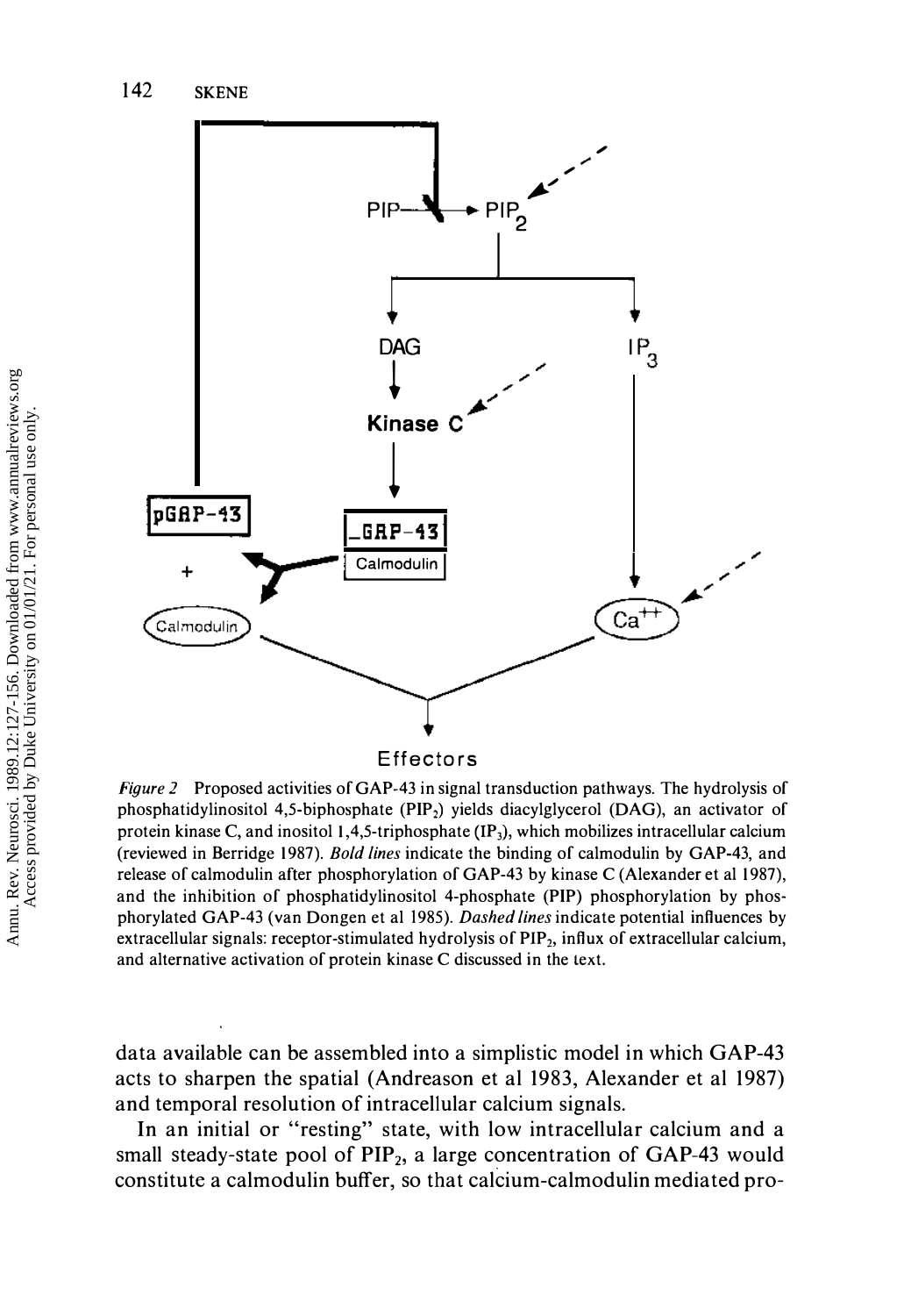*Figure 2* Proposed activities of GAP-43 in signal transduction pathways. The hydrolysis of phosphatidylinositol 4,5-biphosphate ($PIP_2$) yields diacylglycerol (DAG), an activator of protein kinase C, and inositol 1,4,5-triphosphate ($IP_3$), which mobilizes intracellular calcium (reviewed in Berridge 1987). *Bold lines* indicate the binding of calmodulin by GAP-43, and release of calmodulin after phosphorylation of GAP-43 by kinase C (Alexander et al 1987), and the inhibition of phosphatidylinositol 4-phosphate (PIP) phosphorylation by phosphorylated GAP-43 (van Dongen et al 1985). *Dashed lines* indicate potential influences by extracellular signals: receptor-stimulated hydrolysis of $PIP_2$, influx of extracellular calcium, and alternative activation of protein kinase C discussed in the text.

data available can be assembled into a simplistic model in which GAP-43 acts to sharpen the spatial (Andreason et al 1983, Alexander et al 1987) and temporal resolution of intracellular calcium signals.

In an initial or "resting" state, with low intracellular calcium and a small steady-state pool of $PIP_2$, a large concentration of GAP-43 would constitute a calmodulin buffer, so that calcium-calmodulin mediated pro-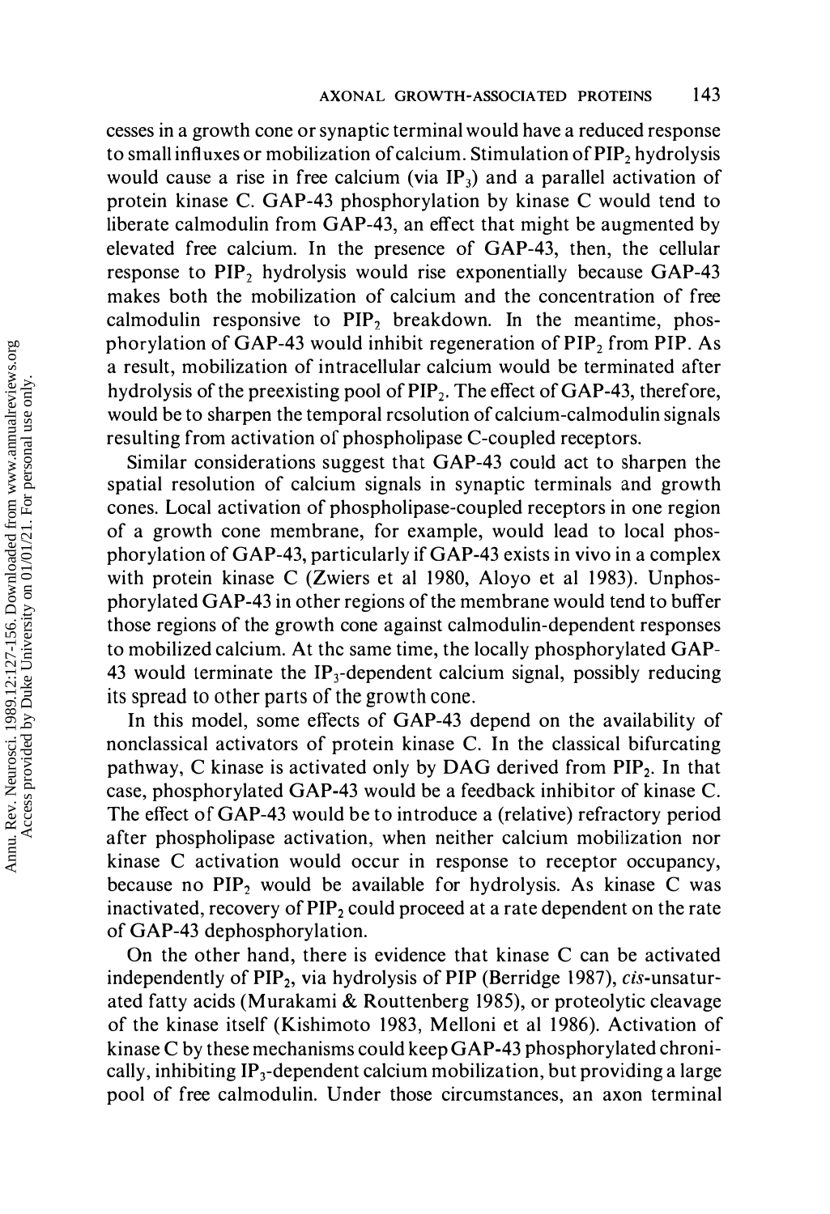cesses in a growth cone or synaptic terminal would have a reduced response to small influxes or mobilization of calcium. Stimulation of $PIP_2$ hydrolysis would cause a rise in free calcium (via $IP_3$) and a parallel activation of protein kinase C. GAP-43 phosphorylation by kinase C would tend to liberate calmodulin from GAP-43, an effect that might be augmented by elevated free calcium. In the presence of GAP-43, then, the cellular response to $PIP_2$ hydrolysis would rise exponentially because GAP-43 makes both the mobilization of calcium and the concentration of free calmodulin responsive to $PIP_2$ breakdown. In the meantime, phosphorylation of GAP-43 would inhibit regeneration of $PIP_2$ from PIP. As a result, mobilization of intracellular calcium would be terminated after hydrolysis of the preexisting pool of $PIP_2$. The effect of GAP-43, therefore, would be to sharpen the temporal resolution of calcium-calmodulin signals resulting from activation of phospholipase C-coupled receptors.

Similar considerations suggest that GAP-43 could act to sharpen the spatial resolution of calcium signals in synaptic terminals and growth cones. Local activation of phospholipase-coupled receptors in one region of a growth cone membrane, for example, would lead to local phosphorylation of GAP-43, particularly if GAP-43 exists in vivo in a complex with protein kinase C (Zwiers et al 1980, Aloyo et al 1983). Unphosphorylated GAP-43 in other regions of the membrane would tend to buffer those regions of the growth cone against calmodulin-dependent responses to mobilized calcium. At the same time, the locally phosphorylated GAP-43 would terminate the $IP_3$-dependent calcium signal, possibly reducing its spread to other parts of the growth cone.

In this model, some effects of GAP-43 depend on the availability of nonclassical activators of protein kinase C. In the classical bifurcating pathway, C kinase is activated only by DAG derived from $PIP_2$. In that case, phosphorylated GAP-43 would be a feedback inhibitor of kinase C. The effect of GAP-43 would be to introduce a (relative) refractory period after phospholipase activation, when neither calcium mobilization nor kinase C activation would occur in response to receptor occupancy, because no $PIP_2$ would be available for hydrolysis. As kinase C was inactivated, recovery of $PIP_2$ could proceed at a rate dependent on the rate of GAP-43 dephosphorylation.

On the other hand, there is evidence that kinase C can be activated independently of $PIP_2$, via hydrolysis of PIP (Berridge 1987), *cis*-unsaturated fatty acids (Murakami & Routtenberg 1985), or proteolytic cleavage of the kinase itself (Kishimoto 1983, Melloni et al 1986). Activation of kinase C by these mechanisms could keep GAP-43 phosphorylated chronically, inhibiting $IP_3$-dependent calcium mobilization, but providing a large pool of free calmodulin. Under those circumstances, an axon terminal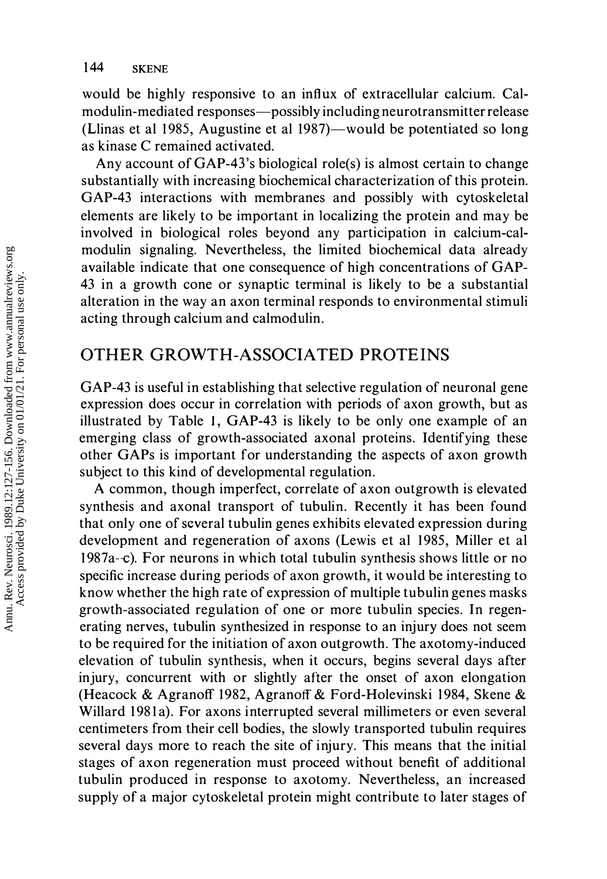would be highly responsive to an influx of extracellular calcium. Calmodulin-mediated responses—possibly including neurotransmitter release (Llinas et al 1985, Augustine et al 1987)—would be potentiated so long as kinase C remained activated.

Any account of GAP-43's biological role(s) is almost certain to change substantially with increasing biochemical characterization of this protein. GAP-43 interactions with membranes and possibly with cytoskeletal elements are likely to be important in localizing the protein and may be involved in biological roles beyond any participation in calcium-calmodulin signaling. Nevertheless, the limited biochemical data already available indicate that one consequence of high concentrations of GAP-43 in a growth cone or synaptic terminal is likely to be a substantial alteration in the way an axon terminal responds to environmental stimuli acting through calcium and calmodulin.

## OTHER GROWTH-ASSOCIATED PROTEINS

GAP-43 is useful in establishing that selective regulation of neuronal gene expression does occur in correlation with periods of axon growth, but as illustrated by Table 1, GAP-43 is likely to be only one example of an emerging class of growth-associated axonal proteins. Identifying these other GAPs is important for understanding the aspects of axon growth subject to this kind of developmental regulation.

A common, though imperfect, correlate of axon outgrowth is elevated synthesis and axonal transport of tubulin. Recently it has been found that only one of several tubulin genes exhibits elevated expression during development and regeneration of axons (Lewis et al 1985, Miller et al 1987a–c). For neurons in which total tubulin synthesis shows little or no specific increase during periods of axon growth, it would be interesting to know whether the high rate of expression of multiple tubulin genes masks growth-associated regulation of one or more tubulin species. In regenerating nerves, tubulin synthesized in response to an injury does not seem to be required for the initiation of axon outgrowth. The axotomy-induced elevation of tubulin synthesis, when it occurs, begins several days after injury, concurrent with or slightly after the onset of axon elongation (Heacock & Agranoff 1982, Agranoff & Ford-Holevinski 1984, Skene & Willard 1981a). For axons interrupted several millimeters or even several centimeters from their cell bodies, the slowly transported tubulin requires several days more to reach the site of injury. This means that the initial stages of axon regeneration must proceed without benefit of additional tubulin produced in response to axotomy. Nevertheless, an increased supply of a major cytoskeletal protein might contribute to later stages of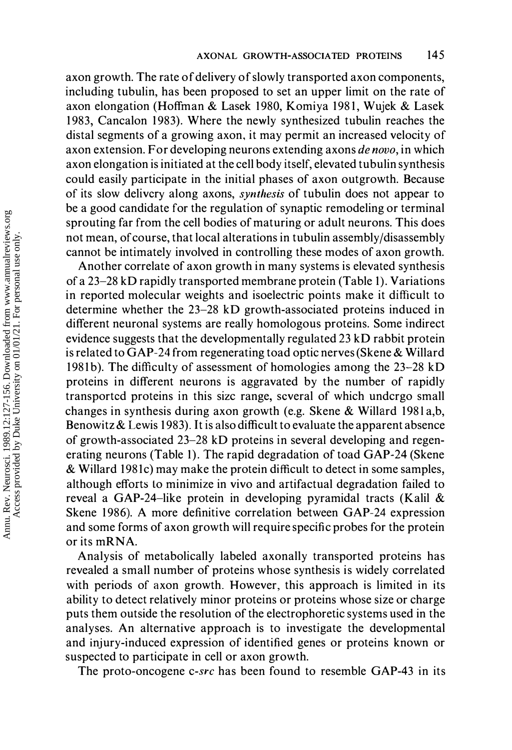axon growth. The rate of delivery of slowly transported axon components, including tubulin, has been proposed to set an upper limit on the rate of axon elongation (Hoffman & Lasek 1980, Komiya 1981, Wujek & Lasek 1983, Cancalon 1983). Where the newly synthesized tubulin reaches the distal segments of a growing axon, it may permit an increased velocity of axon extension. For developing neurons extending axons *de novo*, in which axon elongation is initiated at the cell body itself, elevated tubulin synthesis could easily participate in the initial phases of axon outgrowth. Because of its slow delivery along axons, *synthesis* of tubulin does not appear to be a good candidate for the regulation of synaptic remodeling or terminal sprouting far from the cell bodies of maturing or adult neurons. This does not mean, of course, that local alterations in tubulin assembly/disassembly cannot be intimately involved in controlling these modes of axon growth.

Another correlate of axon growth in many systems is elevated synthesis of a 23–28 kD rapidly transported membrane protein (Table 1). Variations in reported molecular weights and isoelectric points make it difficult to determine whether the 23–28 kD growth-associated proteins induced in different neuronal systems are really homologous proteins. Some indirect evidence suggests that the developmentally regulated 23 kD rabbit protein is related to GAP-24 from regenerating toad optic nerves (Skene & Willard 1981b). The difficulty of assessment of homologies among the 23–28 kD proteins in different neurons is aggravated by the number of rapidly transported proteins in this size range, several of which undergo small changes in synthesis during axon growth (e.g. Skene & Willard 1981a,b, Benowitz & Lewis 1983). It is also difficult to evaluate the apparent absence of growth-associated 23–28 kD proteins in several developing and regenerating neurons (Table 1). The rapid degradation of toad GAP-24 (Skene & Willard 1981c) may make the protein difficult to detect in some samples, although efforts to minimize in vivo and artifactual degradation failed to reveal a GAP-24–like protein in developing pyramidal tracts (Kalil & Skene 1986). A more definitive correlation between GAP-24 expression and some forms of axon growth will require specific probes for the protein or its mRNA.

Analysis of metabolically labeled axonally transported proteins has revealed a small number of proteins whose synthesis is widely correlated with periods of axon growth. However, this approach is limited in its ability to detect relatively minor proteins or proteins whose size or charge puts them outside the resolution of the electrophoretic systems used in the analyses. An alternative approach is to investigate the developmental and injury-induced expression of identified genes or proteins known or suspected to participate in cell or axon growth.

The proto-oncogene c-*src* has been found to resemble GAP-43 in its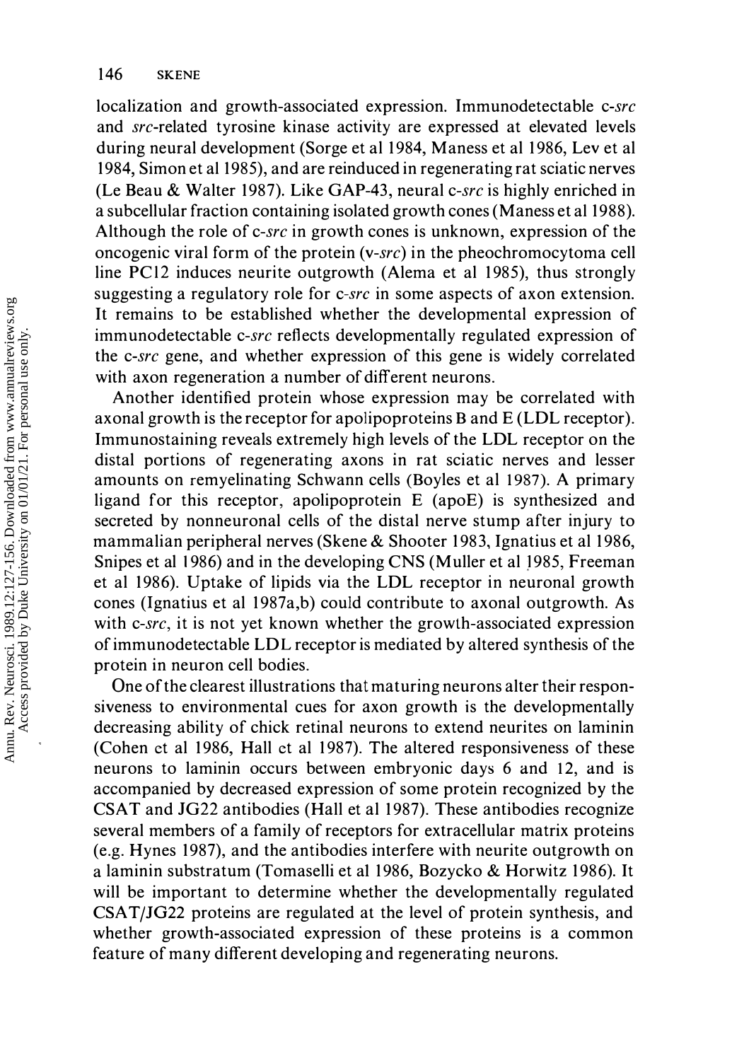localization and growth-associated expression. Immunodetectable c-*src* and *src*-related tyrosine kinase activity are expressed at elevated levels during neural development (Sorge et al 1984, Maness et al 1986, Lev et al 1984, Simon et al 1985), and are reinduced in regenerating rat sciatic nerves (Le Beau & Walter 1987). Like GAP-43, neural c-*src* is highly enriched in a subcellular fraction containing isolated growth cones (Maness et al 1988). Although the role of c-*src* in growth cones is unknown, expression of the oncogenic viral form of the protein (v-*src*) in the pheochromocytoma cell line PC12 induces neurite outgrowth (Alema et al 1985), thus strongly suggesting a regulatory role for c-*src* in some aspects of axon extension. It remains to be established whether the developmental expression of immunodetectable c-*src* reflects developmentally regulated expression of the c-*src* gene, and whether expression of this gene is widely correlated with axon regeneration a number of different neurons.

Another identified protein whose expression may be correlated with axonal growth is the receptor for apolipoproteins B and E (LDL receptor). Immunostaining reveals extremely high levels of the LDL receptor on the distal portions of regenerating axons in rat sciatic nerves and lesser amounts on remyelinating Schwann cells (Boyles et al 1987). A primary ligand for this receptor, apolipoprotein E (apoE) is synthesized and secreted by nonneuronal cells of the distal nerve stump after injury to mammalian peripheral nerves (Skene & Shooter 1983, Ignatius et al 1986, Snipes et al 1986) and in the developing CNS (Muller et al 1985, Freeman et al 1986). Uptake of lipids via the LDL receptor in neuronal growth cones (Ignatius et al 1987a,b) could contribute to axonal outgrowth. As with c-*src*, it is not yet known whether the growth-associated expression of immunodetectable LDL receptor is mediated by altered synthesis of the protein in neuron cell bodies.

One of the clearest illustrations that maturing neurons alter their responsiveness to environmental cues for axon growth is the developmentally decreasing ability of chick retinal neurons to extend neurites on laminin (Cohen et al 1986, Hall et al 1987). The altered responsiveness of these neurons to laminin occurs between embryonic days 6 and 12, and is accompanied by decreased expression of some protein recognized by the CSAT and JG22 antibodies (Hall et al 1987). These antibodies recognize several members of a family of receptors for extracellular matrix proteins (e.g. Hynes 1987), and the antibodies interfere with neurite outgrowth on a laminin substratum (Tomaselli et al 1986, Bozycko & Horwitz 1986). It will be important to determine whether the developmentally regulated CSAT/JG22 proteins are regulated at the level of protein synthesis, and whether growth-associated expression of these proteins is a common feature of many different developing and regenerating neurons.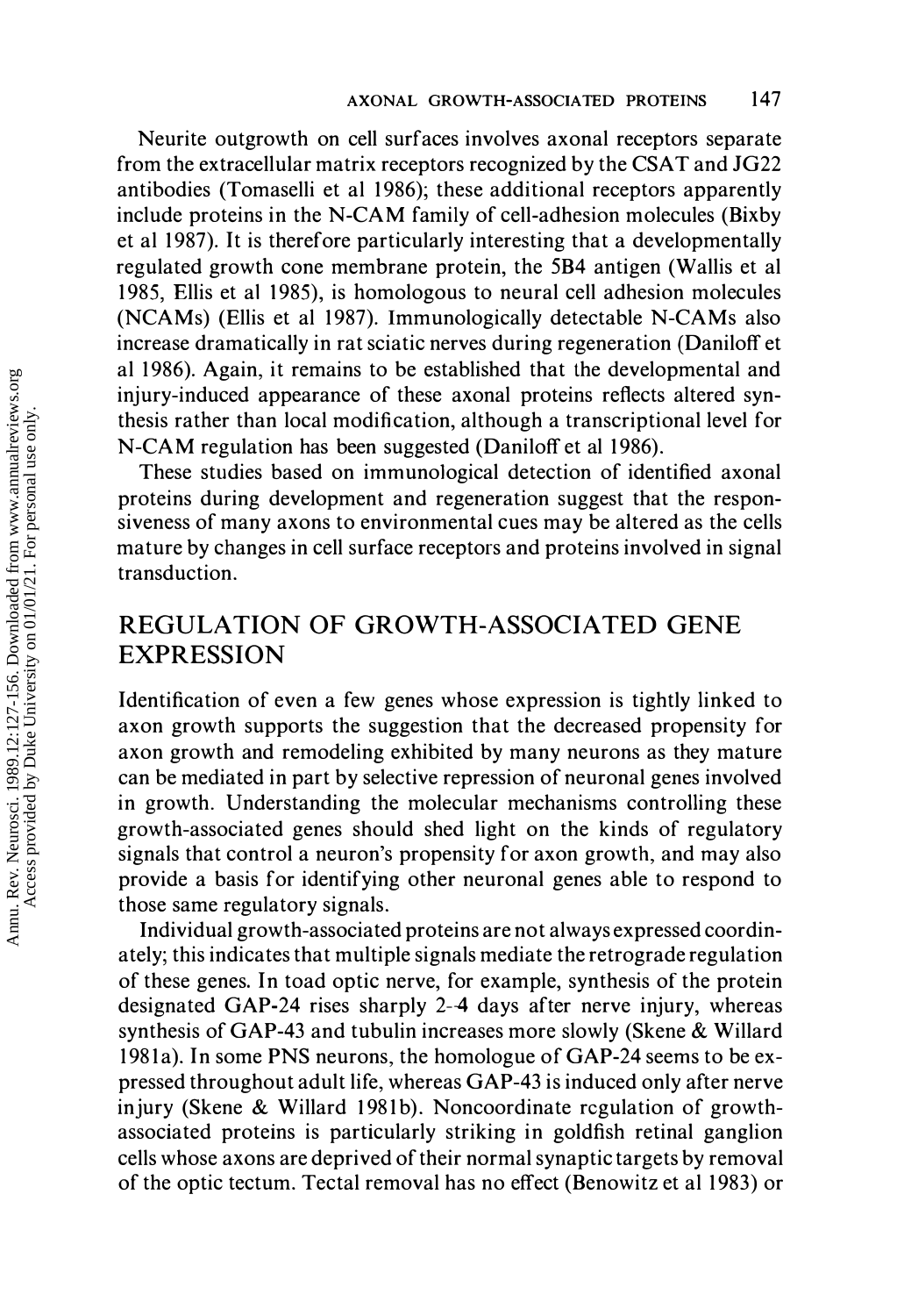Neurite outgrowth on cell surfaces involves axonal receptors separate from the extracellular matrix receptors recognized by the CSAT and JG22 antibodies (Tomaselli et al 1986); these additional receptors apparently include proteins in the N-CAM family of cell-adhesion molecules (Bixby et al 1987). It is therefore particularly interesting that a developmentally regulated growth cone membrane protein, the 5B4 antigen (Wallis et al 1985, Ellis et al 1985), is homologous to neural cell adhesion molecules (NCAMs) (Ellis et al 1987). Immunologically detectable N-CAMs also increase dramatically in rat sciatic nerves during regeneration (Daniloff et al 1986). Again, it remains to be established that the developmental and injury-induced appearance of these axonal proteins reflects altered synthesis rather than local modification, although a transcriptional level for N-CAM regulation has been suggested (Daniloff et al 1986).

These studies based on immunological detection of identified axonal proteins during development and regeneration suggest that the responsiveness of many axons to environmental cues may be altered as the cells mature by changes in cell surface receptors and proteins involved in signal transduction.

## REGULATION OF GROWTH-ASSOCIATED GENE EXPRESSION

Identification of even a few genes whose expression is tightly linked to axon growth supports the suggestion that the decreased propensity for axon growth and remodeling exhibited by many neurons as they mature can be mediated in part by selective repression of neuronal genes involved in growth. Understanding the molecular mechanisms controlling these growth-associated genes should shed light on the kinds of regulatory signals that control a neuron's propensity for axon growth, and may also provide a basis for identifying other neuronal genes able to respond to those same regulatory signals.

Individual growth-associated proteins are not always expressed coordinately; this indicates that multiple signals mediate the retrograde regulation of these genes. In toad optic nerve, for example, synthesis of the protein designated GAP-24 rises sharply 2–4 days after nerve injury, whereas synthesis of GAP-43 and tubulin increases more slowly (Skene & Willard 1981a). In some PNS neurons, the homologue of GAP-24 seems to be expressed throughout adult life, whereas GAP-43 is induced only after nerve injury (Skene & Willard 1981b). Noncoordinate regulation of growth-associated proteins is particularly striking in goldfish retinal ganglion cells whose axons are deprived of their normal synaptic targets by removal of the optic tectum. Tectal removal has no effect (Benowitz et al 1983) or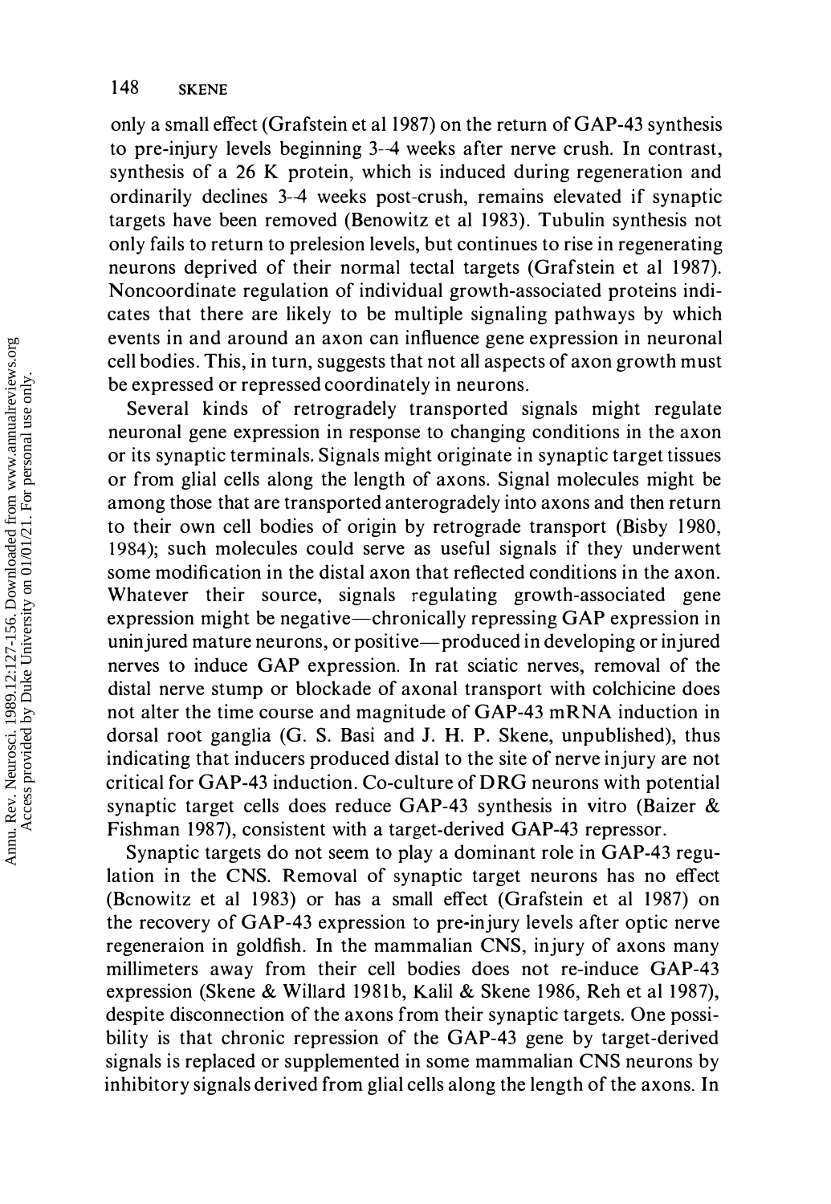only a small effect (Grafstein et al 1987) on the return of GAP-43 synthesis to pre-injury levels beginning 3–4 weeks after nerve crush. In contrast, synthesis of a 26 K protein, which is induced during regeneration and ordinarily declines 3–4 weeks post-crush, remains elevated if synaptic targets have been removed (Benowitz et al 1983). Tubulin synthesis not only fails to return to prelesion levels, but continues to rise in regenerating neurons deprived of their normal tectal targets (Grafstein et al 1987). Noncoordinate regulation of individual growth-associated proteins indicates that there are likely to be multiple signaling pathways by which events in and around an axon can influence gene expression in neuronal cell bodies. This, in turn, suggests that not all aspects of axon growth must be expressed or repressed coordinately in neurons.

Several kinds of retrogradely transported signals might regulate neuronal gene expression in response to changing conditions in the axon or its synaptic terminals. Signals might originate in synaptic target tissues or from glial cells along the length of axons. Signal molecules might be among those that are transported anterogradely into axons and then return to their own cell bodies of origin by retrograde transport (Bisby 1980, 1984); such molecules could serve as useful signals if they underwent some modification in the distal axon that reflected conditions in the axon. Whatever their source, signals regulating growth-associated gene expression might be negative—chronically repressing GAP expression in uninjured mature neurons, or positive—produced in developing or injured nerves to induce GAP expression. In rat sciatic nerves, removal of the distal nerve stump or blockade of axonal transport with colchicine does not alter the time course and magnitude of GAP-43 mRNA induction in dorsal root ganglia (G. S. Basi and J. H. P. Skene, unpublished), thus indicating that inducers produced distal to the site of nerve injury are not critical for GAP-43 induction. Co-culture of DRG neurons with potential synaptic target cells does reduce GAP-43 synthesis in vitro (Baizer & Fishman 1987), consistent with a target-derived GAP-43 repressor.

Synaptic targets do not seem to play a dominant role in GAP-43 regulation in the CNS. Removal of synaptic target neurons has no effect (Benowitz et al 1983) or has a small effect (Grafstein et al 1987) on the recovery of GAP-43 expression to pre-injury levels after optic nerve regeneraion in goldfish. In the mammalian CNS, injury of axons many millimeters away from their cell bodies does not re-induce GAP-43 expression (Skene & Willard 1981b, Kalil & Skene 1986, Reh et al 1987), despite disconnection of the axons from their synaptic targets. One possibility is that chronic repression of the GAP-43 gene by target-derived signals is replaced or supplemented in some mammalian CNS neurons by inhibitory signals derived from glial cells along the length of the axons. In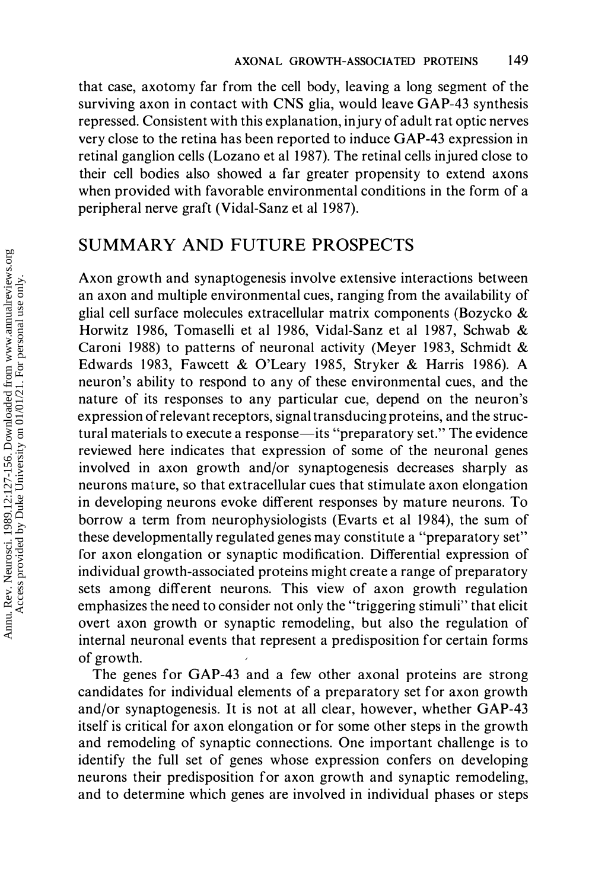that case, axotomy far from the cell body, leaving a long segment of the surviving axon in contact with CNS glia, would leave GAP-43 synthesis repressed. Consistent with this explanation, injury of adult rat optic nerves very close to the retina has been reported to induce GAP-43 expression in retinal ganglion cells (Lozano et al 1987). The retinal cells injured close to their cell bodies also showed a far greater propensity to extend axons when provided with favorable environmental conditions in the form of a peripheral nerve graft (Vidal-Sanz et al 1987).

## SUMMARY AND FUTURE PROSPECTS

Axon growth and synaptogenesis involve extensive interactions between an axon and multiple environmental cues, ranging from the availability of glial cell surface molecules extracellular matrix components (Bozycko & Horwitz 1986, Tomaselli et al 1986, Vidal-Sanz et al 1987, Schwab & Caroni 1988) to patterns of neuronal activity (Meyer 1983, Schmidt & Edwards 1983, Fawcett & O'Leary 1985, Stryker & Harris 1986). A neuron's ability to respond to any of these environmental cues, and the nature of its responses to any particular cue, depend on the neuron's expression of relevant receptors, signal transducing proteins, and the structural materials to execute a response—its "preparatory set." The evidence reviewed here indicates that expression of some of the neuronal genes involved in axon growth and/or synaptogenesis decreases sharply as neurons mature, so that extracellular cues that stimulate axon elongation in developing neurons evoke different responses by mature neurons. To borrow a term from neurophysiologists (Evarts et al 1984), the sum of these developmentally regulated genes may constitute a "preparatory set" for axon elongation or synaptic modification. Differential expression of individual growth-associated proteins might create a range of preparatory sets among different neurons. This view of axon growth regulation emphasizes the need to consider not only the "triggering stimuli" that elicit overt axon growth or synaptic remodeling, but also the regulation of internal neuronal events that represent a predisposition for certain forms of growth.

The genes for GAP-43 and a few other axonal proteins are strong candidates for individual elements of a preparatory set for axon growth and/or synaptogenesis. It is not at all clear, however, whether GAP-43 itself is critical for axon elongation or for some other steps in the growth and remodeling of synaptic connections. One important challenge is to identify the full set of genes whose expression confers on developing neurons their predisposition for axon growth and synaptic remodeling, and to determine which genes are involved in individual phases or steps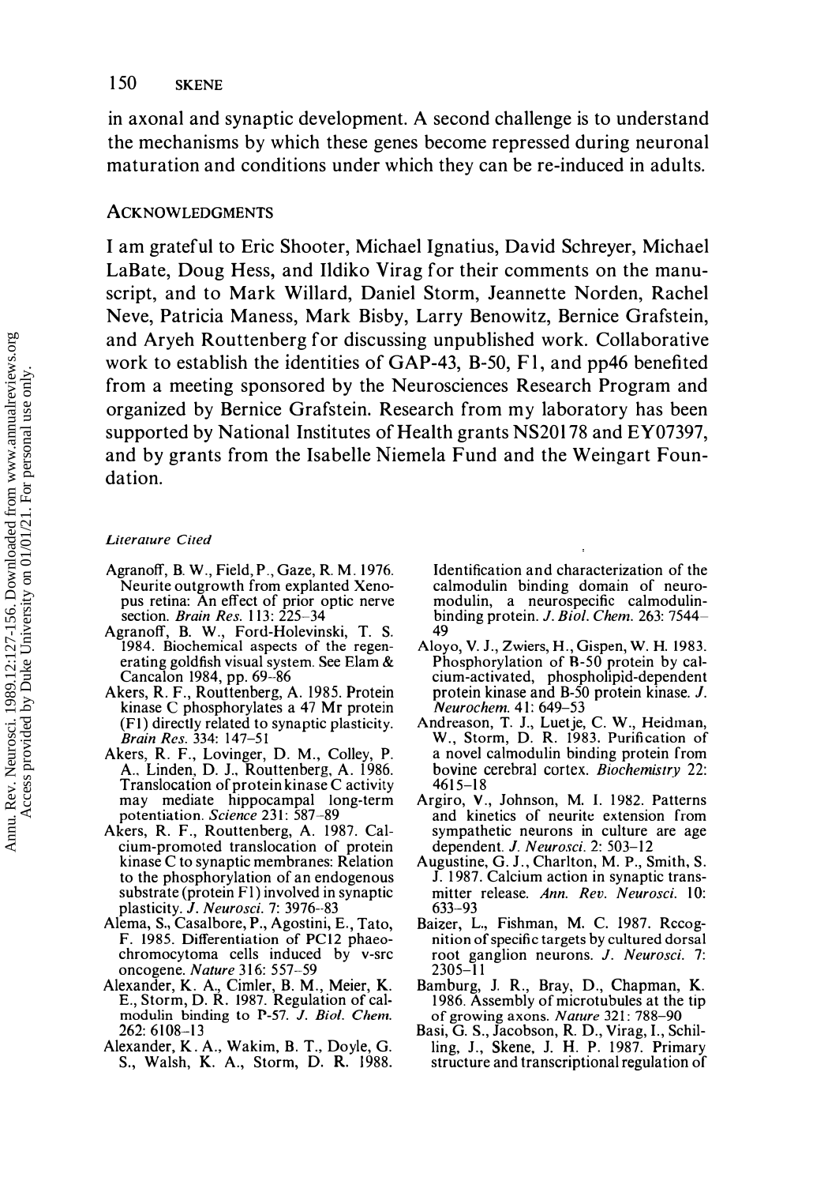in axonal and synaptic development. A second challenge is to understand the mechanisms by which these genes become repressed during neuronal maturation and conditions under which they can be re-induced in adults.

## ACKNOWLEDGMENTS

I am grateful to Eric Shooter, Michael Ignatius, David Schreyer, Michael LaBate, Doug Hess, and Ildiko Virag for their comments on the manuscript, and to Mark Willard, Daniel Storm, Jeannette Norden, Rachel Neve, Patricia Maness, Mark Bisby, Larry Benowitz, Bernice Grafstein, and Aryeh Routtenberg for discussing unpublished work. Collaborative work to establish the identities of GAP-43, B-50, F1, and pp46 benefited from a meeting sponsored by the Neurosciences Research Program and organized by Bernice Grafstein. Research from my laboratory has been supported by National Institutes of Health grants NS20178 and EY07397, and by grants from the Isabelle Niemela Fund and the Weingart Foundation.

*Literature Cited*

Agranoff, B. W., Field, P., Gaze, R. M. 1976. Neurite outgrowth from explanted Xenopus retina: An effect of prior optic nerve section. *Brain Res.* 113: 225–34

Agranoff, B. W., Ford-Holevinski, T. S. 1984. Biochemical aspects of the regenerating goldfish visual system. See Elam & Cancalon 1984, pp. 69–86

Akers, R. F., Routtenberg, A. 1985. Protein kinase C phosphorylates a 47 Mr protein (F1) directly related to synaptic plasticity. *Brain Res.* 334: 147–51

Akers, R. F., Lovinger, D. M., Colley, P. A., Linden, D. J., Routtenberg, A. 1986. Translocation of protein kinase C activity may mediate hippocampal long-term potentiation. *Science* 231: 587–89

Akers, R. F., Routtenberg, A. 1987. Calcium-promoted translocation of protein kinase C to synaptic membranes: Relation to the phosphorylation of an endogenous substrate (protein F1) involved in synaptic plasticity. *J. Neurosci.* 7: 3976–83

Alema, S., Casalbore, P., Agostini, E., Tato, F. 1985. Differentiation of PC12 phaeochromocytoma cells induced by v-src oncogene. *Nature* 316: 557–59

Alexander, K. A., Cimler, B. M., Meier, K. E., Storm, D. R. 1987. Regulation of calmodulin binding to P-57. *J. Biol. Chem.* 262: 6108–13

Alexander, K. A., Wakim, B. T., Doyle, G. S., Walsh, K. A., Storm, D. R. 1988. Identification and characterization of the calmodulin binding domain of neuromodulin, a neurospecific calmodulin-binding protein. *J. Biol. Chem.* 263: 7544–49

Aloyo, V. J., Zwiers, H., Gispen, W. H. 1983. Phosphorylation of B-50 protein by calcium-activated, phospholipid-dependent protein kinase and B-50 protein kinase. *J. Neurochem.* 41: 649–53

Andreason, T. J., Luetje, C. W., Heidman, W., Storm, D. R. 1983. Purification of a novel calmodulin binding protein from bovine cerebral cortex. *Biochemistry* 22: 4615–18

Argiro, V., Johnson, M. I. 1982. Patterns and kinetics of neurite extension from sympathetic neurons in culture are age dependent. *J. Neurosci.* 2: 503–12

Augustine, G. J., Charlton, M. P., Smith, S. J. 1987. Calcium action in synaptic transmitter release. *Ann. Rev. Neurosci.* 10: 633–93

Baizer, L., Fishman, M. C. 1987. Recognition of specific targets by cultured dorsal root ganglion neurons. *J. Neurosci.* 7: 2305–11

Bamburg, J. R., Bray, D., Chapman, K. 1986. Assembly of microtubules at the tip of growing axons. *Nature* 321: 788–90

Basi, G. S., Jacobson, R. D., Virag, I., Schilling, J., Skene, J. H. P. 1987. Primary structure and transcriptional regulation of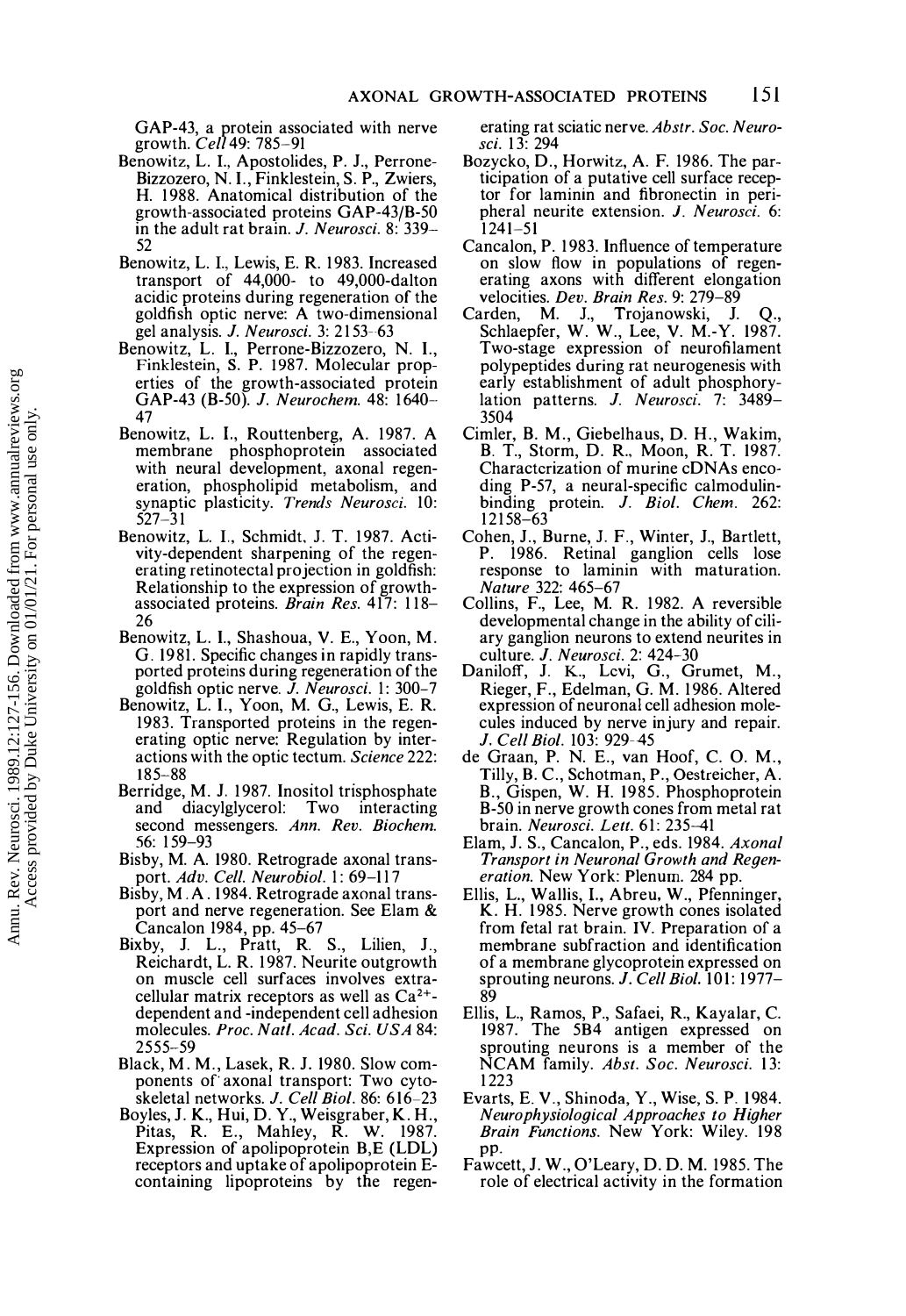GAP-43, a protein associated with nerve growth. *Cell* 49: 785–91

Benowitz, L. I., Apostolides, P. J., Perrone-Bizzozero, N. I., Finklestein, S. P., Zwiers, H. 1988. Anatomical distribution of the growth-associated proteins GAP-43/B-50 in the adult rat brain. *J. Neurosci.* 8: 339–52

Benowitz, L. I., Lewis, E. R. 1983. Increased transport of 44,000- to 49,000-dalton acidic proteins during regeneration of the goldfish optic nerve: A two-dimensional gel analysis. *J. Neurosci.* 3: 2153–63

Benowitz, L. I., Perrone-Bizzozero, N. I., Finklestein, S. P. 1987. Molecular properties of the growth-associated protein GAP-43 (B-50). *J. Neurochem.* 48: 1640–47

Benowitz, L. I., Routtenberg, A. 1987. A membrane phosphoprotein associated with neural development, axonal regeneration, phospholipid metabolism, and synaptic plasticity. *Trends Neurosci.* 10: 527–31

Benowitz, L. I., Schmidt, J. T. 1987. Activity-dependent sharpening of the regenerating retinotectal projection in goldfish: Relationship to the expression of growth-associated proteins. *Brain Res.* 417: 118–26

Benowitz, L. I., Shashoua, V. E., Yoon, M. G. 1981. Specific changes in rapidly transported proteins during regeneration of the goldfish optic nerve. *J. Neurosci.* 1: 300–7

Benowitz, L. I., Yoon, M. G., Lewis, E. R. 1983. Transported proteins in the regenerating optic nerve: Regulation by interactions with the optic tectum. *Science* 222: 185–88

Berridge, M. J. 1987. Inositol trisphosphate and diacylglycerol: Two interacting second messengers. *Ann. Rev. Biochem.* 56: 159–93

Bisby, M. A. 1980. Retrograde axonal transport. *Adv. Cell. Neurobiol.* 1: 69–117

Bisby, M. A. 1984. Retrograde axonal transport and nerve regeneration. See Elam & Cancalon 1984, pp. 45–67

Bixby, J. L., Pratt, R. S., Lilien, J., Reichardt, L. R. 1987. Neurite outgrowth on muscle cell surfaces involves extracellular matrix receptors as well as $Ca^{2+}$-dependent and -independent cell adhesion molecules. *Proc. Natl. Acad. Sci. USA* 84: 2555–59

Black, M. M., Lasek, R. J. 1980. Slow components of axonal transport: Two cytoskeletal networks. *J. Cell Biol.* 86: 616–23

Boyles, J. K., Hui, D. Y., Weisgraber, K. H., Pitas, R. E., Mahley, R. W. 1987. Expression of apolipoprotein B,E (LDL) receptors and uptake of apolipoprotein E-containing lipoproteins by the regenerating rat sciatic nerve. *Abstr. Soc. Neurosci.* 13: 294

Bozycko, D., Horwitz, A. F. 1986. The participation of a putative cell surface receptor for laminin and fibronectin in peripheral neurite extension. *J. Neurosci.* 6: 1241–51

Cancalon, P. 1983. Influence of temperature on slow flow in populations of regenerating axons with different elongation velocities. *Dev. Brain Res.* 9: 279–89

Carden, M. J., Trojanowski, J. Q., Schlaepfer, W. W., Lee, V. M.-Y. 1987. Two-stage expression of neurofilament polypeptides during rat neurogenesis with early establishment of adult phosphorylation patterns. *J. Neurosci.* 7: 3489–3504

Cimler, B. M., Giebelhaus, D. H., Wakim, B. T., Storm, D. R., Moon, R. T. 1987. Characterization of murine cDNAs encoding P-57, a neural-specific calmodulin-binding protein. *J. Biol. Chem.* 262: 12158–63

Cohen, J., Burne, J. F., Winter, J., Bartlett, P. 1986. Retinal ganglion cells lose response to laminin with maturation. *Nature* 322: 465–67

Collins, F., Lee, M. R. 1982. A reversible developmental change in the ability of ciliary ganglion neurons to extend neurites in culture. *J. Neurosci.* 2: 424–30

Daniloff, J. K., Levi, G., Grumet, M., Rieger, F., Edelman, G. M. 1986. Altered expression of neuronal cell adhesion molecules induced by nerve injury and repair. *J. Cell Biol.* 103: 929–45

de Graan, P. N. E., van Hoof, C. O. M., Tilly, B. C., Schotman, P., Oestreicher, A. B., Gispen, W. H. 1985. Phosphoprotein B-50 in nerve growth cones from metal rat brain. *Neurosci. Lett.* 61: 235–41

Elam, J. S., Cancalon, P., eds. 1984. *Axonal Transport in Neuronal Growth and Regeneration.* New York: Plenum. 284 pp.

Ellis, L., Wallis, I., Abreu, W., Pfenninger, K. H. 1985. Nerve growth cones isolated from fetal rat brain. IV. Preparation of a membrane subfraction and identification of a membrane glycoprotein expressed on sprouting neurons. *J. Cell Biol.* 101: 1977–89

Ellis, L., Ramos, P., Safaei, R., Kayalar, C. 1987. The 5B4 antigen expressed on sprouting neurons is a member of the NCAM family. *Abst. Soc. Neurosci.* 13: 1223

Evarts, E. V., Shinoda, Y., Wise, S. P. 1984. *Neurophysiological Approaches to Higher Brain Functions.* New York: Wiley. 198 pp.

Fawcett, J. W., O'Leary, D. D. M. 1985. The role of electrical activity in the formation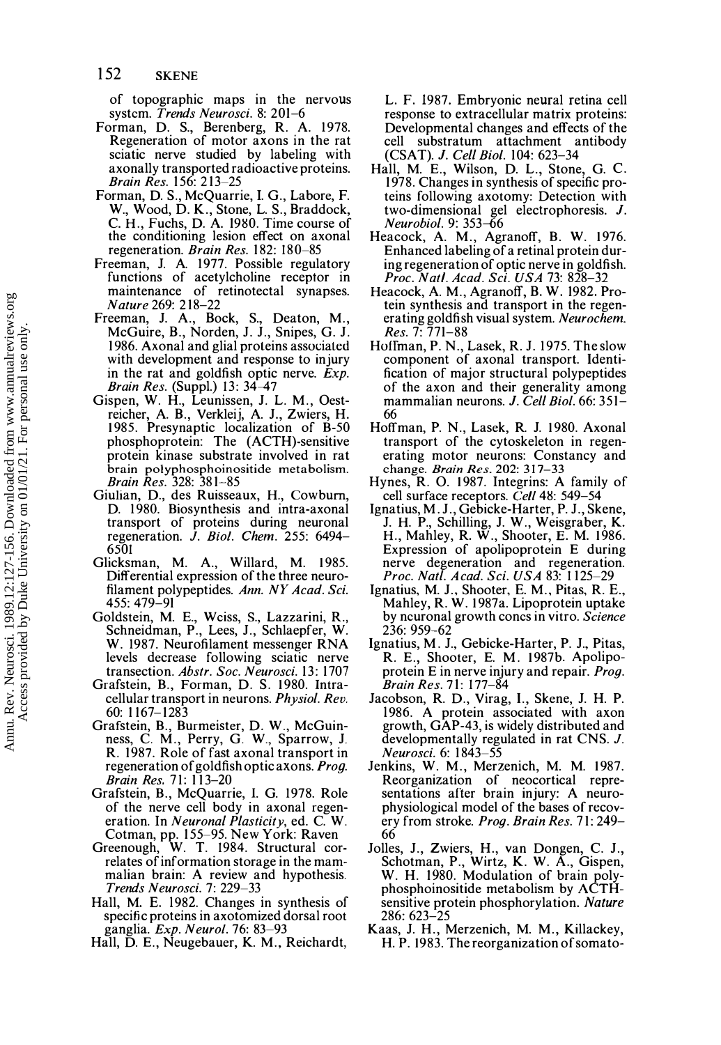of topographic maps in the nervous system. *Trends Neurosci.* 8: 201–6

Forman, D. S., Berenberg, R. A. 1978. Regeneration of motor axons in the rat sciatic nerve studied by labeling with axonally transported radioactive proteins. *Brain Res.* 156: 213–25

Forman, D. S., McQuarrie, I. G., Labore, F. W., Wood, D. K., Stone, L. S., Braddock, C. H., Fuchs, D. A. 1980. Time course of the conditioning lesion effect on axonal regeneration. *Brain Res.* 182: 180–85

Freeman, J. A. 1977. Possible regulatory functions of acetylcholine receptor in maintenance of retinotectal synapses. *Nature* 269: 218–22

Freeman, J. A., Bock, S., Deaton, M., McGuire, B., Norden, J. J., Snipes, G. J. 1986. Axonal and glial proteins associated with development and response to injury in the rat and goldfish optic nerve. *Exp. Brain Res.* (Suppl.) 13: 34–47

Gispen, W. H., Leunissen, J. L. M., Oestreicher, A. B., Verkleij, A. J., Zwiers, H. 1985. Presynaptic localization of B-50 phosphoprotein: The (ACTH)-sensitive protein kinase substrate involved in rat brain polyphosphoinositide metabolism. *Brain Res.* 328: 381–85

Giulian, D., des Ruisseaux, H., Cowburn, D. 1980. Biosynthesis and intra-axonal transport of proteins during neuronal regeneration. *J. Biol. Chem.* 255: 6494–6501

Glicksman, M. A., Willard, M. 1985. Differential expression of the three neurofilament polypeptides. *Ann. NY Acad. Sci.* 455: 479–91

Goldstein, M. E., Weiss, S., Lazzarini, R., Schneidman, P., Lees, J., Schlaepfer, W. W. 1987. Neurofilament messenger RNA levels decrease following sciatic nerve transection. *Abstr. Soc. Neurosci.* 13: 1707

Grafstein, B., Forman, D. S. 1980. Intracellular transport in neurons. *Physiol. Rev.* 60: 1167–1283

Grafstein, B., Burmeister, D. W., McGuinness, C. M., Perry, G. W., Sparrow, J. R. 1987. Role of fast axonal transport in regeneration of goldfish optic axons. *Prog. Brain Res.* 71: 113–20

Grafstein, B., McQuarrie, I. G. 1978. Role of the nerve cell body in axonal regeneration. In *Neuronal Plasticity*, ed. C. W. Cotman, pp. 155–95. New York: Raven

Greenough, W. T. 1984. Structural correlates of information storage in the mammalian brain: A review and hypothesis. *Trends Neurosci.* 7: 229–33

Hall, M. E. 1982. Changes in synthesis of specific proteins in axotomized dorsal root ganglia. *Exp. Neurol.* 76: 83–93

Hall, D. E., Neugebauer, K. M., Reichardt, L. F. 1987. Embryonic neural retina cell response to extracellular matrix proteins: Developmental changes and effects of the cell substratum attachment antibody (CSAT). *J. Cell Biol.* 104: 623–34

Hall, M. E., Wilson, D. L., Stone, G. C. 1978. Changes in synthesis of specific proteins following axotomy: Detection with two-dimensional gel electrophoresis. *J. Neurobiol.* 9: 353–66

Heacock, A. M., Agranoff, B. W. 1976. Enhanced labeling of a retinal protein during regeneration of optic nerve in goldfish. *Proc. Natl. Acad. Sci. USA* 73: 828–32

Heacock, A. M., Agranoff, B. W. 1982. Protein synthesis and transport in the regenerating goldfish visual system. *Neurochem. Res.* 7: 771–88

Hoffman, P. N., Lasek, R. J. 1975. The slow component of axonal transport. Identification of major structural polypeptides of the axon and their generality among mammalian neurons. *J. Cell Biol.* 66: 351–66

Hoffman, P. N., Lasek, R. J. 1980. Axonal transport of the cytoskeleton in regenerating motor neurons: Constancy and change. *Brain Res.* 202: 317–33

Hynes, R. O. 1987. Integrins: A family of cell surface receptors. *Cell* 48: 549–54

Ignatius, M. J., Gebicke-Harter, P. J., Skene, J. H. P., Schilling, J. W., Weisgraber, K. H., Mahley, R. W., Shooter, E. M. 1986. Expression of apolipoprotein E during nerve degeneration and regeneration. *Proc. Natl. Acad. Sci. USA* 83: 1125–29

Ignatius, M. J., Shooter, E. M., Pitas, R. E., Mahley, R. W. 1987a. Lipoprotein uptake by neuronal growth cones in vitro. *Science* 236: 959–62

Ignatius, M. J., Gebicke-Harter, P. J., Pitas, R. E., Shooter, E. M. 1987b. Apolipoprotein E in nerve injury and repair. *Prog. Brain Res.* 71: 177–84

Jacobson, R. D., Virag, I., Skene, J. H. P. 1986. A protein associated with axon growth, GAP-43, is widely distributed and developmentally regulated in rat CNS. *J. Neurosci.* 6: 1843–55

Jenkins, W. M., Merzenich, M. M. 1987. Reorganization of neocortical representations after brain injury: A neurophysiological model of the bases of recovery from stroke. *Prog. Brain Res.* 71: 249–66

Jolles, J., Zwiers, H., van Dongen, C. J., Schotman, P., Wirtz, K. W. A., Gispen, W. H. 1980. Modulation of brain polyphosphoinositide metabolism by ACTH-sensitive protein phosphorylation. *Nature* 286: 623–25

Kaas, J. H., Merzenich, M. M., Killackey, H. P. 1983. The reorganization of somato-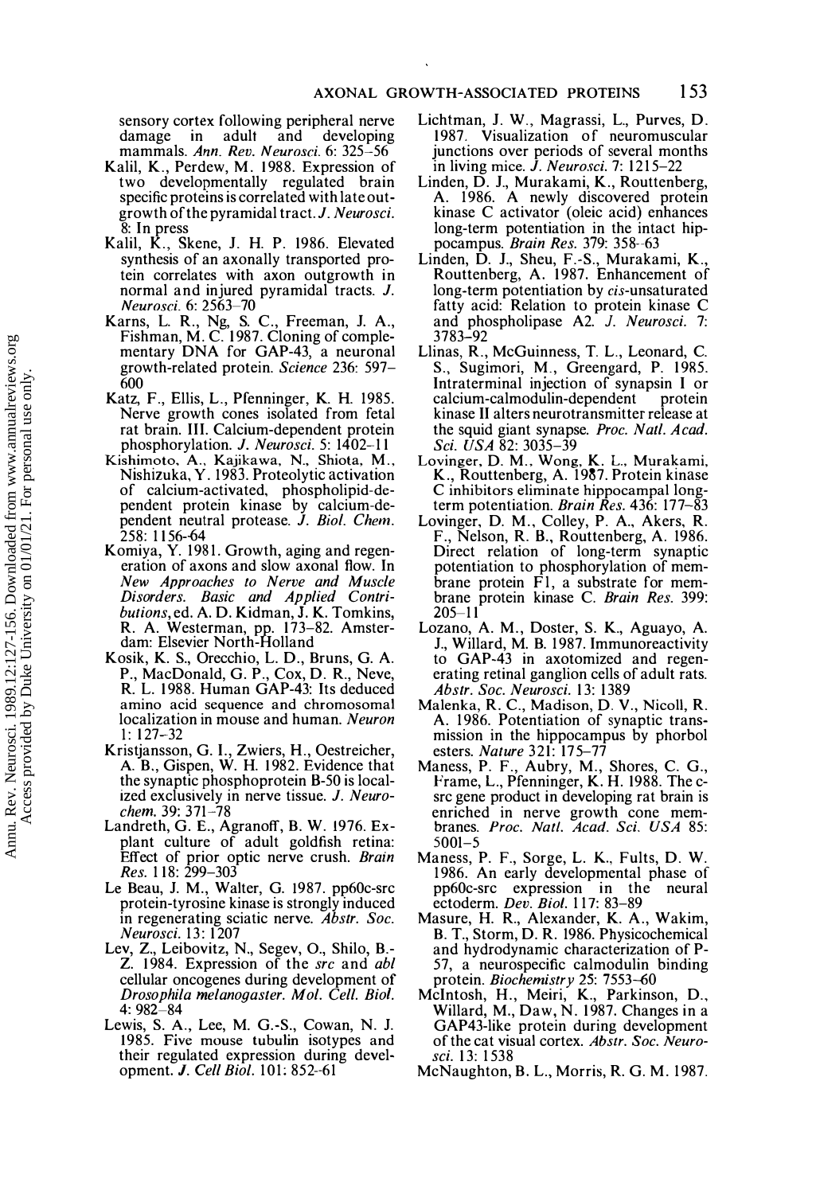sensory cortex following peripheral nerve damage in adult and developing mammals. *Ann. Rev. Neurosci.* 6: 325–56

Kalil, K., Perdew, M. 1988. Expression of two developmentally regulated brain specific proteins is correlated with late outgrowth of the pyramidal tract. *J. Neurosci.* 8: In press

Kalil, K., Skene, J. H. P. 1986. Elevated synthesis of an axonally transported protein correlates with axon outgrowth in normal and injured pyramidal tracts. *J. Neurosci.* 6: 2563–70

Karns, L. R., Ng, S. C., Freeman, J. A., Fishman, M. C. 1987. Cloning of complementary DNA for GAP-43, a neuronal growth-related protein. *Science* 236: 597–600

Katz, F., Ellis, L., Pfenninger, K. H. 1985. Nerve growth cones isolated from fetal rat brain. III. Calcium-dependent protein phosphorylation. *J. Neurosci.* 5: 1402–11

Kishimoto, A., Kajikawa, N., Shiota, M., Nishizuka, Y. 1983. Proteolytic activation of calcium-activated, phospholipid-dependent protein kinase by calcium-dependent neutral protease. *J. Biol. Chem.* 258: 1156–64

Komiya, Y. 1981. Growth, aging and regeneration of axons and slow axonal flow. In *New Approaches to Nerve and Muscle Disorders. Basic and Applied Contributions*, ed. A. D. Kidman, J. K. Tomkins, R. A. Westerman, pp. 173–82. Amsterdam: Elsevier North-Holland

Kosik, K. S., Orecchio, L. D., Bruns, G. A. P., MacDonald, G. P., Cox, D. R., Neve, R. L. 1988. Human GAP-43: Its deduced amino acid sequence and chromosomal localization in mouse and human. *Neuron* 1: 127–32

Kristjansson, G. I., Zwiers, H., Oestreicher, A. B., Gispen, W. H. 1982. Evidence that the synaptic phosphoprotein B-50 is localized exclusively in nerve tissue. *J. Neurochem.* 39: 371–78

Landreth, G. E., Agranoff, B. W. 1976. Explant culture of adult goldfish retina: Effect of prior optic nerve crush. *Brain Res.* 118: 299–303

Le Beau, J. M., Walter, G. 1987. pp60c-src protein-tyrosine kinase is strongly induced in regenerating sciatic nerve. *Abstr. Soc. Neurosci.* 13: 1207

Lev, Z., Leibovitz, N., Segev, O., Shilo, B.-Z. 1984. Expression of the *src* and *abl* cellular oncogenes during development of *Drosophila melanogaster*. *Mol. Cell. Biol.* 4: 982–84

Lewis, S. A., Lee, M. G.-S., Cowan, N. J. 1985. Five mouse tubulin isotypes and their regulated expression during development. *J. Cell Biol.* 101: 852–61

Lichtman, J. W., Magrassi, L., Purves, D. 1987. Visualization of neuromuscular junctions over periods of several months in living mice. *J. Neurosci.* 7: 1215–22

Linden, D. J., Murakami, K., Routtenberg, A. 1986. A newly discovered protein kinase C activator (oleic acid) enhances long-term potentiation in the intact hippocampus. *Brain Res.* 379: 358–63

Linden, D. J., Sheu, F.-S., Murakami, K., Routtenberg, A. 1987. Enhancement of long-term potentiation by *cis*-unsaturated fatty acid: Relation to protein kinase C and phospholipase A2. *J. Neurosci.* 7: 3783–92

Llinas, R., McGuinness, T. L., Leonard, C. S., Sugimori, M., Greengard, P. 1985. Intraterminal injection of synapsin I or calcium-calmodulin-dependent protein kinase II alters neurotransmitter release at the squid giant synapse. *Proc. Natl. Acad. Sci. USA* 82: 3035–39

Lovinger, D. M., Wong, K. L., Murakami, K., Routtenberg, A. 1987. Protein kinase C inhibitors eliminate hippocampal long-term potentiation. *Brain Res.* 436: 177–83

Lovinger, D. M., Colley, P. A., Akers, R. F., Nelson, R. B., Routtenberg, A. 1986. Direct relation of long-term synaptic potentiation to phosphorylation of membrane protein F1, a substrate for membrane protein kinase C. *Brain Res.* 399: 205–11

Lozano, A. M., Doster, S. K., Aguayo, A. J., Willard, M. B. 1987. Immunoreactivity to GAP-43 in axotomized and regenerating retinal ganglion cells of adult rats. *Abstr. Soc. Neurosci.* 13: 1389

Malenka, R. C., Madison, D. V., Nicoll, R. A. 1986. Potentiation of synaptic transmission in the hippocampus by phorbol esters. *Nature* 321: 175–77

Maness, P. F., Aubry, M., Shores, C. G., Frame, L., Pfenninger, K. H. 1988. The c-src gene product in developing rat brain is enriched in nerve growth cone membranes. *Proc. Natl. Acad. Sci. USA* 85: 5001–5

Maness, P. F., Sorge, L. K., Fults, D. W. 1986. An early developmental phase of pp60c-src expression in the neural ectoderm. *Dev. Biol.* 117: 83–89

Masure, H. R., Alexander, K. A., Wakim, B. T., Storm, D. R. 1986. Physicochemical and hydrodynamic characterization of P-57, a neurospecific calmodulin binding protein. *Biochemistry* 25: 7553–60

McIntosh, H., Meiri, K., Parkinson, D., Willard, M., Daw, N. 1987. Changes in a GAP43-like protein during development of the cat visual cortex. *Abstr. Soc. Neurosci.* 13: 1538

McNaughton, B. L., Morris, R. G. M. 1987.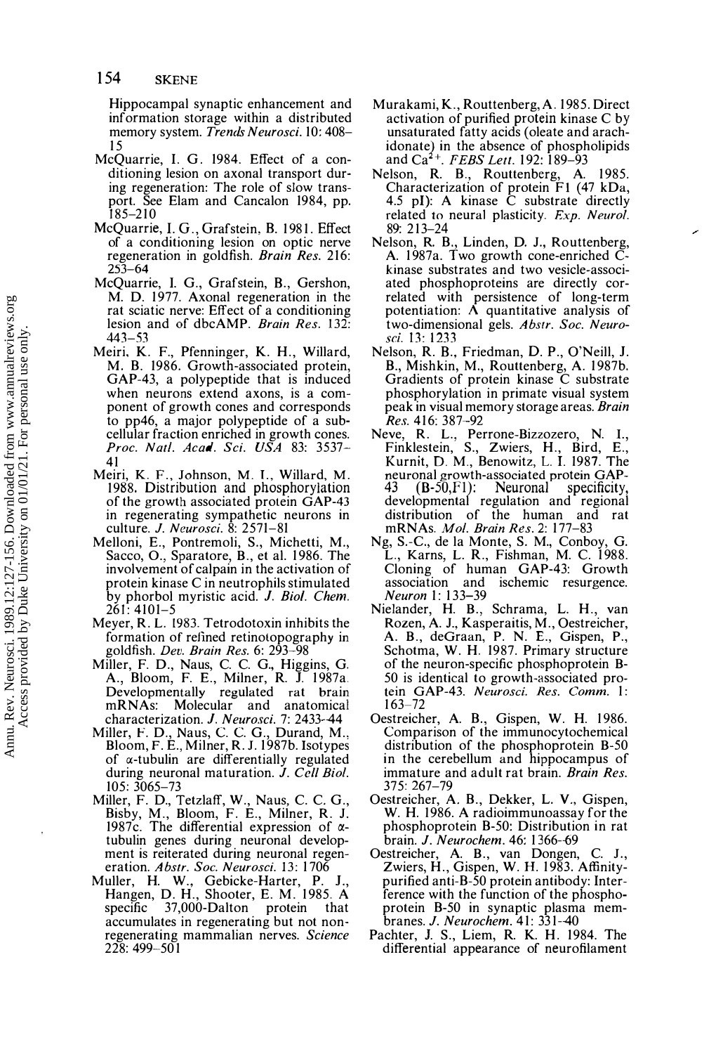Hippocampal synaptic enhancement and information storage within a distributed memory system. *Trends Neurosci.* 10: 408–15

McQuarrie, I. G. 1984. Effect of a conditioning lesion on axonal transport during regeneration: The role of slow transport. See Elam and Cancalon 1984, pp. 185–210

McQuarrie, I. G., Grafstein, B. 1981. Effect of a conditioning lesion on optic nerve regeneration in goldfish. *Brain Res.* 216: 253–64

McQuarrie, I. G., Grafstein, B., Gershon, M. D. 1977. Axonal regeneration in the rat sciatic nerve: Effect of a conditioning lesion and of dbcAMP. *Brain Res.* 132: 443–53

Meiri, K. F., Pfenninger, K. H., Willard, M. B. 1986. Growth-associated protein, GAP-43, a polypeptide that is induced when neurons extend axons, is a component of growth cones and corresponds to pp46, a major polypeptide of a subcellular fraction enriched in growth cones. *Proc. Natl. Acad. Sci. USA* 83: 3537–41

Meiri, K. F., Johnson, M. I., Willard, M. 1988. Distribution and phosphorylation of the growth associated protein GAP-43 in regenerating sympathetic neurons in culture. *J. Neurosci.* 8: 2571–81

Melloni, E., Pontremoli, S., Michetti, M., Sacco, O., Sparatore, B., et al. 1986. The involvement of calpain in the activation of protein kinase C in neutrophils stimulated by phorbol myristic acid. *J. Biol. Chem.* 261: 4101–5

Meyer, R. L. 1983. Tetrodotoxin inhibits the formation of refined retinotopography in goldfish. *Dev. Brain Res.* 6: 293–98

Miller, F. D., Naus, C. C. G., Higgins, G. A., Bloom, F. E., Milner, R. J. 1987a. Developmentally regulated rat brain mRNAs: Molecular and anatomical characterization. *J. Neurosci.* 7: 2433–44

Miller, F. D., Naus, C. C. G., Durand, M., Bloom, F. E., Milner, R. J. 1987b. Isotypes of α-tubulin are differentially regulated during neuronal maturation. *J. Cell Biol.* 105: 3065–73

Miller, F. D., Tetzlaff, W., Naus, C. C. G., Bisby, M., Bloom, F. E., Milner, R. J. 1987c. The differential expression of α-tubulin genes during neuronal development is reiterated during neuronal regeneration. *Abstr. Soc. Neurosci.* 13: 1706

Muller, H. W., Gebicke-Harter, P. J., Hangen, D. H., Shooter, E. M. 1985. A specific 37,000-Dalton protein that accumulates in regenerating but not nonregenerating mammalian nerves. *Science* 228: 499–501

Murakami, K., Routtenberg, A. 1985. Direct activation of purified protein kinase C by unsaturated fatty acids (oleate and arachidonate) in the absence of phospholipids and $Ca^{2+}$. *FEBS Lett.* 192: 189–93

Nelson, R. B., Routtenberg, A. 1985. Characterization of protein F1 (47 kDa, 4.5 pI): A kinase C substrate directly related to neural plasticity. *Exp. Neurol.* 89: 213–24

Nelson, R. B., Linden, D. J., Routtenberg, A. 1987a. Two growth cone-enriched C-kinase substrates and two vesicle-associated phosphoproteins are directly correlated with persistence of long-term potentiation: A quantitative analysis of two-dimensional gels. *Abstr. Soc. Neurosci.* 13: 1233

Nelson, R. B., Friedman, D. P., O'Neill, J. B., Mishkin, M., Routtenberg, A. 1987b. Gradients of protein kinase C substrate phosphorylation in primate visual system peak in visual memory storage areas. *Brain Res.* 416: 387–92

Neve, R. L., Perrone-Bizzozero, N. I., Finklestein, S., Zwiers, H., Bird, E., Kurnit, D. M., Benowitz, L. I. 1987. The neuronal growth-associated protein GAP-43 (B-50,F1): Neuronal specificity, developmental regulation and regional distribution of the human and rat mRNAs. *Mol. Brain Res.* 2: 177–83

Ng, S.-C., de la Monte, S. M., Conboy, G. L., Karns, L. R., Fishman, M. C. 1988. Cloning of human GAP-43: Growth association and ischemic resurgence. *Neuron* 1: 133–39

Nielander, H. B., Schrama, L. H., van Rozen, A. J., Kasperaitis, M., Oestreicher, A. B., deGraan, P. N. E., Gispen, P., Schotma, W. H. 1987. Primary structure of the neuron-specific phosphoprotein B-50 is identical to growth-associated protein GAP-43. *Neurosci. Res. Comm.* 1: 163–72

Oestreicher, A. B., Gispen, W. H. 1986. Comparison of the immunocytochemical distribution of the phosphoprotein B-50 in the cerebellum and hippocampus of immature and adult rat brain. *Brain Res.* 375: 267–79

Oestreicher, A. B., Dekker, L. V., Gispen, W. H. 1986. A radioimmunoassay for the phosphoprotein B-50: Distribution in rat brain. *J. Neurochem.* 46: 1366–69

Oestreicher, A. B., van Dongen, C. J., Zwiers, H., Gispen, W. H. 1983. Affinity-purified anti-B-50 protein antibody: Interference with the function of the phosphoprotein B-50 in synaptic plasma membranes. *J. Neurochem.* 41: 331–40

Pachter, J. S., Liem, R. K. H. 1984. The differential appearance of neurofilament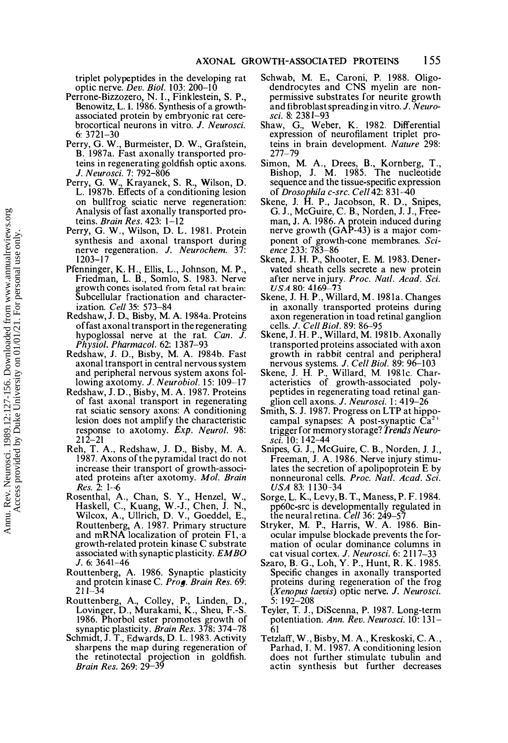triplet polypeptides in the developing rat optic nerve. *Dev. Biol.* 103: 200–10

Perrone-Bizzozero, N. I., Finklestein, S. P., Benowitz, L. I. 1986. Synthesis of a growth-associated protein by embryonic rat cerebrocortical neurons in vitro. *J. Neurosci.* 6: 3721–30

Perry, G. W., Burmeister, D. W., Grafstein, B. 1987a. Fast axonally transported proteins in regenerating goldfish optic axons. *J. Neurosci.* 7: 792–806

Perry, G. W., Krayanek, S. R., Wilson, D. L. 1987b. Effects of a conditioning lesion on bullfrog sciatic nerve regeneration: Analysis of fast axonally transported proteins. *Brain Res.* 423: 1–12

Perry, G. W., Wilson, D. L. 1981. Protein synthesis and axonal transport during nerve regeneration. *J. Neurochem.* 37: 1203–17

Pfenninger, K. H., Ellis, L., Johnson, M. P., Friedman, L. B., Somlo, S. 1983. Nerve growth cones isolated from fetal rat brain: Subcellular fractionation and characterization. *Cell* 35: 573–84

Redshaw, J. D., Bisby, M. A. 1984a. Proteins of fast axonal transport in the regenerating hypoglossal nerve at the rat. *Can. J. Physiol. Pharmacol.* 62: 1387–93

Redshaw, J. D., Bisby, M. A. 1984b. Fast axonal transport in central nervous system and peripheral nervous system axons following axotomy. *J. Neurobiol.* 15: 109–17

Redshaw, J. D., Bisby, M. A. 1987. Proteins of fast axonal transport in regenerating rat sciatic sensory axons: A conditioning lesion does not amplify the characteristic response to axotomy. *Exp. Neurol.* 98: 212–21

Reh, T. A., Redshaw, J. D., Bisby, M. A. 1987. Axons of the pyramidal tract do not increase their transport of growth-associated proteins after axotomy. *Mol. Brain Res.* 2: 1–6

Rosenthal, A., Chan, S. Y., Henzel, W., Haskell, C., Kuang, W.-J., Chen, J. N., Wilcox, A., Ullrich, D. V., Goeddel, E., Routtenberg, A. 1987. Primary structure and mRNA localization of protein F1, a growth-related protein kinase C substrate associated with synaptic plasticity. *EMBO J.* 6: 3641–46

Routtenberg, A. 1986. Synaptic plasticity and protein kinase C. *Prog. Brain Res.* 69: 211–34

Routtenberg, A., Colley, P., Linden, D., Lovinger, D., Murakami, K., Sheu, F.-S. 1986. Phorbol ester promotes growth of synaptic plasticity. *Brain Res.* 378: 374–78

Schmidt, J. T., Edwards, D. L. 1983. Activity sharpens the map during regeneration of the retinotectal projection in goldfish. *Brain Res.* 269: 29–39

Schwab, M. E., Caroni, P. 1988. Oligodendrocytes and CNS myelin are nonpermissive substrates for neurite growth and fibroblast spreading in vitro. *J. Neurosci.* 8: 2381–93

Shaw, G., Weber, K. 1982. Differential expression of neurofilament triplet proteins in brain development. *Nature* 298: 277–79

Simon, M. A., Drees, B., Kornberg, T., Bishop, J. M. 1985. The nucleotide sequence and the tissue-specific expression of *Drosophila c-src*. *Cell* 42: 831–40

Skene, J. H. P., Jacobson, R. D., Snipes, G. J., McGuire, C. B., Norden, J. J., Freeman, J. A. 1986. A protein induced during nerve growth (GAP-43) is a major component of growth-cone membranes. *Science* 233: 783–86

Skene, J. H. P., Shooter, E. M. 1983. Denervated sheath cells secrete a new protein after nerve injury. *Proc. Natl. Acad. Sci. USA* 80: 4169–73

Skene, J. H. P., Willard, M. 1981a. Changes in axonally transported proteins during axon regeneration in toad retinal ganglion cells. *J. Cell Biol.* 89: 86–95

Skene, J. H. P., Willard, M. 1981b. Axonally transported proteins associated with axon growth in rabbit central and peripheral nervous systems. *J. Cell Biol.* 89: 96–103

Skene, J. H. P., Willard, M. 1981c. Characteristics of growth-associated polypeptides in regenerating toad retinal ganglion cell axons. *J. Neurosci.* 1: 419–26

Smith, S. J. 1987. Progress on LTP at hippocampal synapses: A post-synaptic $Ca^{2+}$ trigger for memory storage? *Trends Neurosci.* 10: 142–44

Snipes, G. J., McGuire, C. B., Norden, J. J., Freeman, J. A. 1986. Nerve injury stimulates the secretion of apolipoprotein E by nonneuronal cells. *Proc. Natl. Acad. Sci. USA* 83: 1130–34

Sorge, L. K., Levy, B. T., Maness, P. F. 1984. pp60c-src is developmentally regulated in the neural retina. *Cell* 36: 249–57

Stryker, M. P., Harris, W. A. 1986. Binocular impulse blockade prevents the formation of ocular dominance columns in cat visual cortex. *J. Neurosci.* 6: 2117–33

Szaro, B. G., Loh, Y. P., Hunt, R. K. 1985. Specific changes in axonally transported proteins during regeneration of the frog (*Xenopus laevis*) optic nerve. *J. Neurosci.* 5: 192–208

Teyler, T. J., DiScenna, P. 1987. Long-term potentiation. *Ann. Rev. Neurosci.* 10: 131–61

Tetzlaff, W., Bisby, M. A., Kreskoski, C. A., Parhad, I. M. 1987. A conditioning lesion does not further stimulate tubulin and actin synthesis but further decreases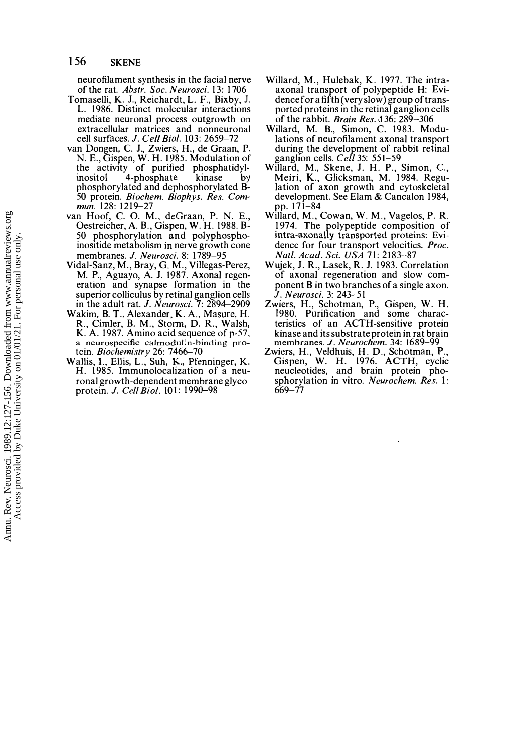neurofilament synthesis in the facial nerve of the rat. *Abstr. Soc. Neurosci.* 13: 1706

Tomaselli, K. J., Reichardt, L. F., Bixby, J. L. 1986. Distinct molecular interactions mediate neuronal process outgrowth on extracellular matrices and nonneuronal cell surfaces. *J. Cell Biol.* 103: 2659–72

van Dongen, C. J., Zwiers, H., de Graan, P. N. E., Gispen, W. H. 1985. Modulation of the activity of purified phosphatidylinositol 4-phosphate kinase by phosphorylated and dephosphorylated B-50 protein. *Biochem. Biophys. Res. Commun.* 128: 1219–27

van Hoof, C. O. M., deGraan, P. N. E., Oestreicher, A. B., Gispen, W. H. 1988. B-50 phosphorylation and polyphosphoinositide metabolism in nerve growth cone membranes. *J. Neurosci.* 8: 1789–95

Vidal-Sanz, M., Bray, G. M., Villegas-Perez, M. P., Aguayo, A. J. 1987. Axonal regeneration and synapse formation in the superior colliculus by retinal ganglion cells in the adult rat. *J. Neurosci.* 7: 2894–2909

Wakim, B. T., Alexander, K. A., Masure, H. R., Cimler, B. M., Storm, D. R., Walsh, K. A. 1987. Amino acid sequence of p-57, a neurospecific calmodulin-binding protein. *Biochemistry* 26: 7466–70

Wallis, I., Ellis, L., Suh, K., Pfenninger, K. H. 1985. Immunolocalization of a neuronal growth-dependent membrane glycoprotein. *J. Cell Biol.* 101: 1990–98

Willard, M., Hulebak, K. 1977. The intra-axonal transport of polypeptide H: Evidence for a fifth (very slow) group of transported proteins in the retinal ganglion cells of the rabbit. *Brain Res.* 136: 289–306

Willard, M. B., Simon, C. 1983. Modulations of neurofilament axonal transport during the development of rabbit retinal ganglion cells. *Cell* 35: 551–59

Willard, M., Skene, J. H. P., Simon, C., Meiri, K., Glicksman, M. 1984. Regulation of axon growth and cytoskeletal development. See Elam & Cancalon 1984, pp. 171–84

Willard, M., Cowan, W. M., Vagelos, P. R. 1974. The polypeptide composition of intra-axonally transported proteins: Evidence for four transport velocities. *Proc. Natl. Acad. Sci. USA* 71: 2183–87

Wujek, J. R., Lasek, R. J. 1983. Correlation of axonal regeneration and slow component B in two branches of a single axon. *J. Neurosci.* 3: 243–51

Zwiers, H., Schotman, P., Gispen, W. H. 1980. Purification and some characteristics of an ACTH-sensitive protein kinase and its substrate protein in rat brain membranes. *J. Neurochem.* 34: 1689–99

Zwiers, H., Veldhuis, H. D., Schotman, P., Gispen, W. H. 1976. ACTH, cyclic neucleotides, and brain protein phosphorylation in vitro. *Neurochem. Res.* 1: 669–77